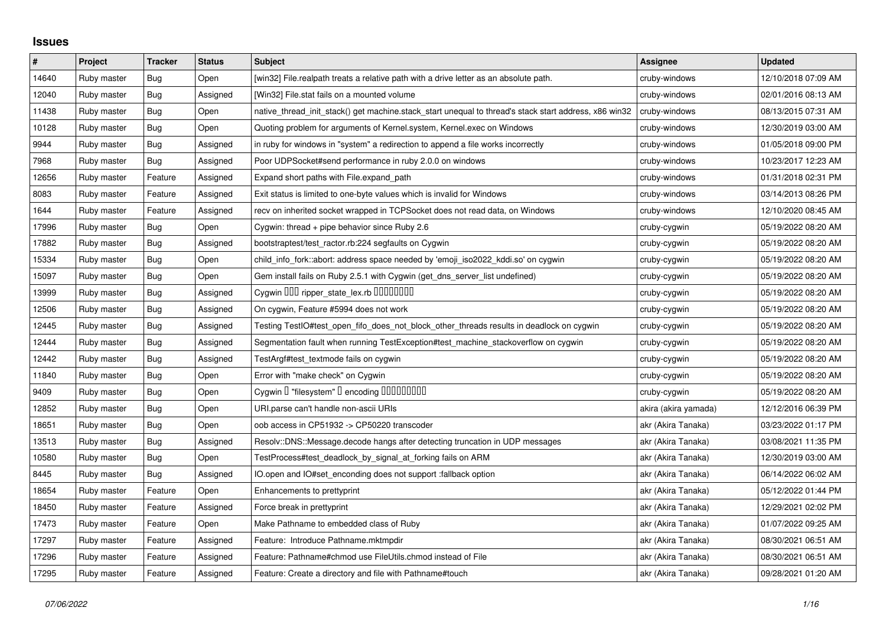# Issues

| # | Project | Tracker | Status | Subject | Assignee | Updated |
|---|---|---|---|---|---|---|
| 14640 | Ruby master | Bug | Open | [win32] File.realpath treats a relative path with a drive letter as an absolute path. | cruby-windows | 12/10/2018 07:09 AM |
| 12040 | Ruby master | Bug | Assigned | [Win32] File.stat fails on a mounted volume | cruby-windows | 02/01/2016 08:13 AM |
| 11438 | Ruby master | Bug | Open | native_thread_init_stack() get machine.stack_start unequal to thread's stack start address, x86 win32 | cruby-windows | 08/13/2015 07:31 AM |
| 10128 | Ruby master | Bug | Open | Quoting problem for arguments of Kernel.system, Kernel.exec on Windows | cruby-windows | 12/30/2019 03:00 AM |
| 9944 | Ruby master | Bug | Assigned | in ruby for windows in "system" a redirection to append a file works incorrectly | cruby-windows | 01/05/2018 09:00 PM |
| 7968 | Ruby master | Bug | Assigned | Poor UDPSocket#send performance in ruby 2.0.0 on windows | cruby-windows | 10/23/2017 12:23 AM |
| 12656 | Ruby master | Feature | Assigned | Expand short paths with File.expand_path | cruby-windows | 01/31/2018 02:31 PM |
| 8083 | Ruby master | Feature | Assigned | Exit status is limited to one-byte values which is invalid for Windows | cruby-windows | 03/14/2013 08:26 PM |
| 1644 | Ruby master | Feature | Assigned | recv on inherited socket wrapped in TCPSocket does not read data, on Windows | cruby-windows | 12/10/2020 08:45 AM |
| 17996 | Ruby master | Bug | Open | Cygwin: thread + pipe behavior since Ruby 2.6 | cruby-cygwin | 05/19/2022 08:20 AM |
| 17882 | Ruby master | Bug | Assigned | bootstraptest/test_ractor.rb:224 segfaults on Cygwin | cruby-cygwin | 05/19/2022 08:20 AM |
| 15334 | Ruby master | Bug | Open | child_info_fork::abort: address space needed by 'emoji_iso2022_kddi.so' on cygwin | cruby-cygwin | 05/19/2022 08:20 AM |
| 15097 | Ruby master | Bug | Open | Gem install fails on Ruby 2.5.1 with Cygwin (get_dns_server_list undefined) | cruby-cygwin | 05/19/2022 08:20 AM |
| 13999 | Ruby master | Bug | Assigned | Cygwin ��� ripper_state_lex.rb �������� | cruby-cygwin | 05/19/2022 08:20 AM |
| 12506 | Ruby master | Bug | Assigned | On cygwin, Feature #5994 does not work | cruby-cygwin | 05/19/2022 08:20 AM |
| 12445 | Ruby master | Bug | Assigned | Testing TestIO#test_open_fifo_does_not_block_other_threads results in deadlock on cygwin | cruby-cygwin | 05/19/2022 08:20 AM |
| 12444 | Ruby master | Bug | Assigned | Segmentation fault when running TestException#test_machine_stackoverflow on cygwin | cruby-cygwin | 05/19/2022 08:20 AM |
| 12442 | Ruby master | Bug | Assigned | TestArgf#test_textmode fails on cygwin | cruby-cygwin | 05/19/2022 08:20 AM |
| 11840 | Ruby master | Bug | Open | Error with "make check" on Cygwin | cruby-cygwin | 05/19/2022 08:20 AM |
| 9409 | Ruby master | Bug | Open | Cygwin � "filesystem" � encoding ��������� | cruby-cygwin | 05/19/2022 08:20 AM |
| 12852 | Ruby master | Bug | Open | URI.parse can't handle non-ascii URIs | akira (akira yamada) | 12/12/2016 06:39 PM |
| 18651 | Ruby master | Bug | Open | oob access in CP51932 -> CP50220 transcoder | akr (Akira Tanaka) | 03/23/2022 01:17 PM |
| 13513 | Ruby master | Bug | Assigned | Resolv::DNS::Message.decode hangs after detecting truncation in UDP messages | akr (Akira Tanaka) | 03/08/2021 11:35 PM |
| 10580 | Ruby master | Bug | Open | TestProcess#test_deadlock_by_signal_at_forking fails on ARM | akr (Akira Tanaka) | 12/30/2019 03:00 AM |
| 8445 | Ruby master | Bug | Assigned | IO.open and IO#set_enconding does not support :fallback option | akr (Akira Tanaka) | 06/14/2022 06:02 AM |
| 18654 | Ruby master | Feature | Open | Enhancements to prettyprint | akr (Akira Tanaka) | 05/12/2022 01:44 PM |
| 18450 | Ruby master | Feature | Assigned | Force break in prettyprint | akr (Akira Tanaka) | 12/29/2021 02:02 PM |
| 17473 | Ruby master | Feature | Open | Make Pathname to embedded class of Ruby | akr (Akira Tanaka) | 01/07/2022 09:25 AM |
| 17297 | Ruby master | Feature | Assigned | Feature:  Introduce Pathname.mktmpdir | akr (Akira Tanaka) | 08/30/2021 06:51 AM |
| 17296 | Ruby master | Feature | Assigned | Feature: Pathname#chmod use FileUtils.chmod instead of File | akr (Akira Tanaka) | 08/30/2021 06:51 AM |
| 17295 | Ruby master | Feature | Assigned | Feature: Create a directory and file with Pathname#touch | akr (Akira Tanaka) | 09/28/2021 01:20 AM |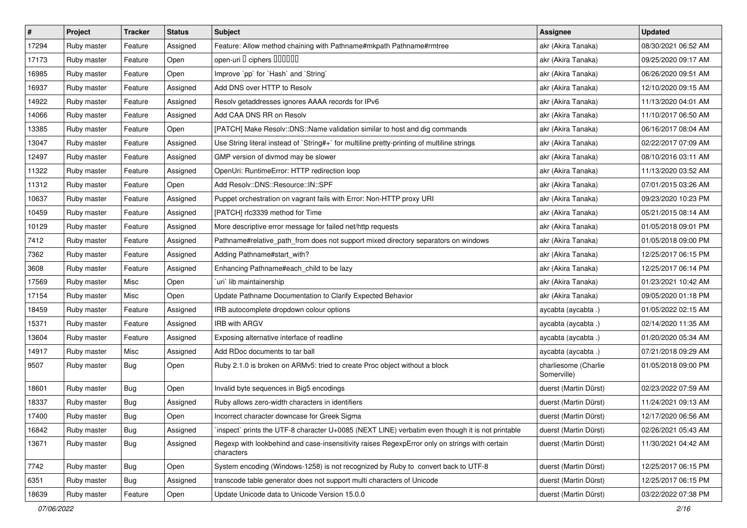| # | Project | Tracker | Status | Subject | Assignee | Updated |
|---|---|---|---|---|---|---|
| 17294 | Ruby master | Feature | Assigned | Feature: Allow method chaining with Pathname#mkpath Pathname#rmtree | akr (Akira Tanaka) | 08/30/2021 06:52 AM |
| 17173 | Ruby master | Feature | Open | open-uri ▯ ciphers ▯▯▯▯▯▯ | akr (Akira Tanaka) | 09/25/2020 09:17 AM |
| 16985 | Ruby master | Feature | Open | Improve `pp` for `Hash` and `String` | akr (Akira Tanaka) | 06/26/2020 09:51 AM |
| 16937 | Ruby master | Feature | Assigned | Add DNS over HTTP to Resolv | akr (Akira Tanaka) | 12/10/2020 09:15 AM |
| 14922 | Ruby master | Feature | Assigned | Resolv getaddresses ignores AAAA records for IPv6 | akr (Akira Tanaka) | 11/13/2020 04:01 AM |
| 14066 | Ruby master | Feature | Assigned | Add CAA DNS RR on Resolv | akr (Akira Tanaka) | 11/10/2017 06:50 AM |
| 13385 | Ruby master | Feature | Open | [PATCH] Make Resolv::DNS::Name validation similar to host and dig commands | akr (Akira Tanaka) | 06/16/2017 08:04 AM |
| 13047 | Ruby master | Feature | Assigned | Use String literal instead of `String#+` for multiline pretty-printing of multiline strings | akr (Akira Tanaka) | 02/22/2017 07:09 AM |
| 12497 | Ruby master | Feature | Assigned | GMP version of divmod may be slower | akr (Akira Tanaka) | 08/10/2016 03:11 AM |
| 11322 | Ruby master | Feature | Assigned | OpenUri: RuntimeError: HTTP redirection loop | akr (Akira Tanaka) | 11/13/2020 03:52 AM |
| 11312 | Ruby master | Feature | Open | Add Resolv::DNS::Resource::IN::SPF | akr (Akira Tanaka) | 07/01/2015 03:26 AM |
| 10637 | Ruby master | Feature | Assigned | Puppet orchestration on vagrant fails with Error: Non-HTTP proxy URI | akr (Akira Tanaka) | 09/23/2020 10:23 PM |
| 10459 | Ruby master | Feature | Assigned | [PATCH] rfc3339 method for Time | akr (Akira Tanaka) | 05/21/2015 08:14 AM |
| 10129 | Ruby master | Feature | Assigned | More descriptive error message for failed net/http requests | akr (Akira Tanaka) | 01/05/2018 09:01 PM |
| 7412 | Ruby master | Feature | Assigned | Pathname#relative_path_from does not support mixed directory separators on windows | akr (Akira Tanaka) | 01/05/2018 09:00 PM |
| 7362 | Ruby master | Feature | Assigned | Adding Pathname#start_with? | akr (Akira Tanaka) | 12/25/2017 06:15 PM |
| 3608 | Ruby master | Feature | Assigned | Enhancing Pathname#each_child to be lazy | akr (Akira Tanaka) | 12/25/2017 06:14 PM |
| 17569 | Ruby master | Misc | Open | `uri` lib maintainership | akr (Akira Tanaka) | 01/23/2021 10:42 AM |
| 17154 | Ruby master | Misc | Open | Update Pathname Documentation to Clarify Expected Behavior | akr (Akira Tanaka) | 09/05/2020 01:18 PM |
| 18459 | Ruby master | Feature | Assigned | IRB autocomplete dropdown colour options | aycabta (aycabta .) | 01/05/2022 02:15 AM |
| 15371 | Ruby master | Feature | Assigned | IRB with ARGV | aycabta (aycabta .) | 02/14/2020 11:35 AM |
| 13604 | Ruby master | Feature | Assigned | Exposing alternative interface of readline | aycabta (aycabta .) | 01/20/2020 05:34 AM |
| 14917 | Ruby master | Misc | Assigned | Add RDoc documents to tar ball | aycabta (aycabta .) | 07/21/2018 09:29 AM |
| 9507 | Ruby master | Bug | Open | Ruby 2.1.0 is broken on ARMv5: tried to create Proc object without a block | charliesome (Charlie Somerville) | 01/05/2018 09:00 PM |
| 18601 | Ruby master | Bug | Open | Invalid byte sequences in Big5 encodings | duerst (Martin Dürst) | 02/23/2022 07:59 AM |
| 18337 | Ruby master | Bug | Assigned | Ruby allows zero-width characters in identifiers | duerst (Martin Dürst) | 11/24/2021 09:13 AM |
| 17400 | Ruby master | Bug | Open | Incorrect character downcase for Greek Sigma | duerst (Martin Dürst) | 12/17/2020 06:56 AM |
| 16842 | Ruby master | Bug | Assigned | `inspect` prints the UTF-8 character U+0085 (NEXT LINE) verbatim even though it is not printable | duerst (Martin Dürst) | 02/26/2021 05:43 AM |
| 13671 | Ruby master | Bug | Assigned | Regexp with lookbehind and case-insensitivity raises RegexpError only on strings with certain characters | duerst (Martin Dürst) | 11/30/2021 04:42 AM |
| 7742 | Ruby master | Bug | Open | System encoding (Windows-1258) is not recognized by Ruby to convert back to UTF-8 | duerst (Martin Dürst) | 12/25/2017 06:15 PM |
| 6351 | Ruby master | Bug | Assigned | transcode table generator does not support multi characters of Unicode | duerst (Martin Dürst) | 12/25/2017 06:15 PM |
| 18639 | Ruby master | Feature | Open | Update Unicode data to Unicode Version 15.0.0 | duerst (Martin Dürst) | 03/22/2022 07:38 PM |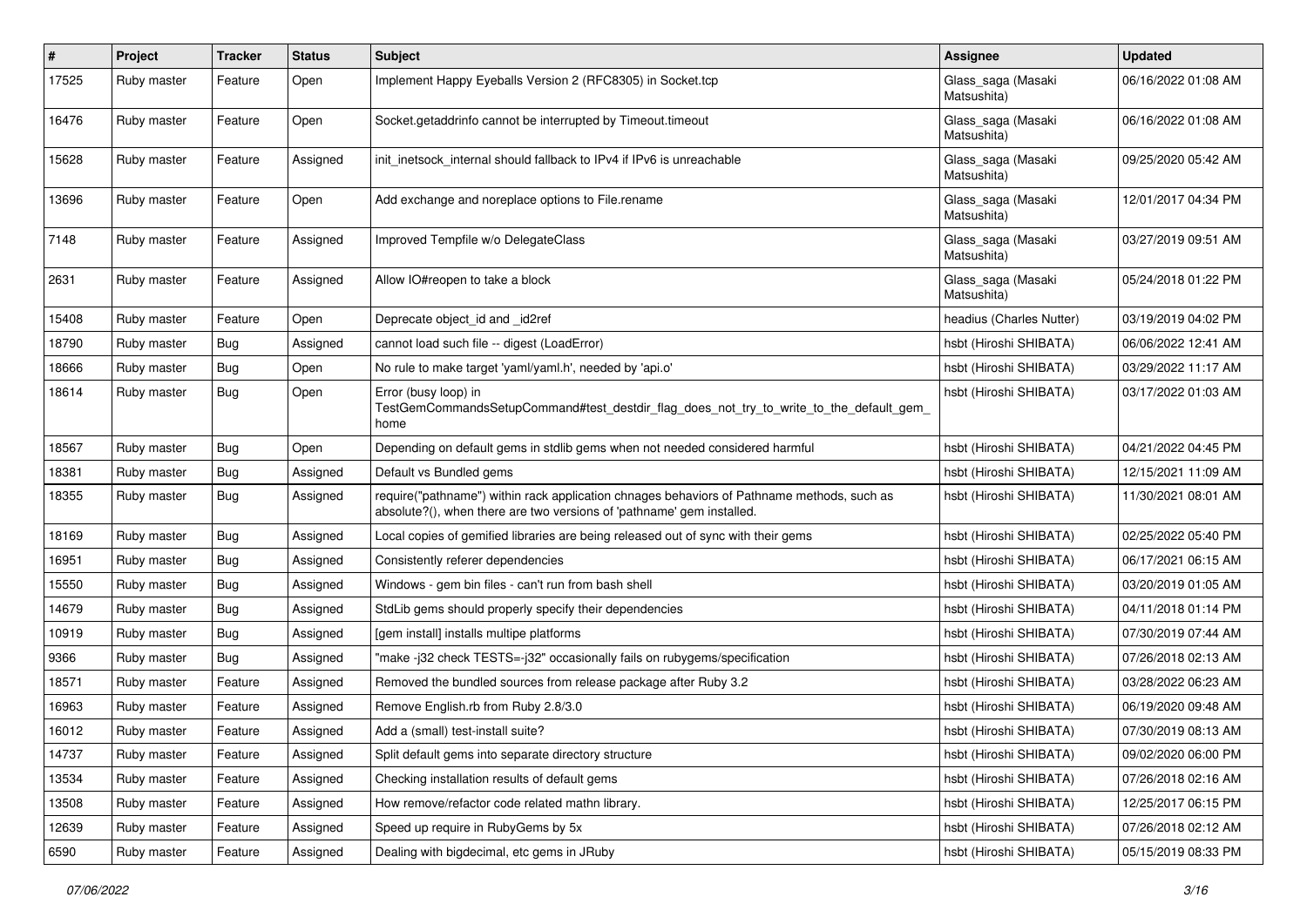| # | Project | Tracker | Status | Subject | Assignee | Updated |
|---|---|---|---|---|---|---|
| 17525 | Ruby master | Feature | Open | Implement Happy Eyeballs Version 2 (RFC8305) in Socket.tcp | Glass_saga (Masaki Matsushita) | 06/16/2022 01:08 AM |
| 16476 | Ruby master | Feature | Open | Socket.getaddrinfo cannot be interrupted by Timeout.timeout | Glass_saga (Masaki Matsushita) | 06/16/2022 01:08 AM |
| 15628 | Ruby master | Feature | Assigned | init_inetsock_internal should fallback to IPv4 if IPv6 is unreachable | Glass_saga (Masaki Matsushita) | 09/25/2020 05:42 AM |
| 13696 | Ruby master | Feature | Open | Add exchange and noreplace options to File.rename | Glass_saga (Masaki Matsushita) | 12/01/2017 04:34 PM |
| 7148 | Ruby master | Feature | Assigned | Improved Tempfile w/o DelegateClass | Glass_saga (Masaki Matsushita) | 03/27/2019 09:51 AM |
| 2631 | Ruby master | Feature | Assigned | Allow IO#reopen to take a block | Glass_saga (Masaki Matsushita) | 05/24/2018 01:22 PM |
| 15408 | Ruby master | Feature | Open | Deprecate object_id and _id2ref | headius (Charles Nutter) | 03/19/2019 04:02 PM |
| 18790 | Ruby master | Bug | Assigned | cannot load such file -- digest (LoadError) | hsbt (Hiroshi SHIBATA) | 06/06/2022 12:41 AM |
| 18666 | Ruby master | Bug | Open | No rule to make target 'yaml/yaml.h', needed by 'api.o' | hsbt (Hiroshi SHIBATA) | 03/29/2022 11:17 AM |
| 18614 | Ruby master | Bug | Open | Error (busy loop) in TestGemCommandsSetupCommand#test_destdir_flag_does_not_try_to_write_to_the_default_gem_home | hsbt (Hiroshi SHIBATA) | 03/17/2022 01:03 AM |
| 18567 | Ruby master | Bug | Open | Depending on default gems in stdlib gems when not needed considered harmful | hsbt (Hiroshi SHIBATA) | 04/21/2022 04:45 PM |
| 18381 | Ruby master | Bug | Assigned | Default vs Bundled gems | hsbt (Hiroshi SHIBATA) | 12/15/2021 11:09 AM |
| 18355 | Ruby master | Bug | Assigned | require("pathname") within rack application chnages behaviors of Pathname methods, such as absolute?(), when there are two versions of 'pathname' gem installed. | hsbt (Hiroshi SHIBATA) | 11/30/2021 08:01 AM |
| 18169 | Ruby master | Bug | Assigned | Local copies of gemified libraries are being released out of sync with their gems | hsbt (Hiroshi SHIBATA) | 02/25/2022 05:40 PM |
| 16951 | Ruby master | Bug | Assigned | Consistently referer dependencies | hsbt (Hiroshi SHIBATA) | 06/17/2021 06:15 AM |
| 15550 | Ruby master | Bug | Assigned | Windows - gem bin files - can't run from bash shell | hsbt (Hiroshi SHIBATA) | 03/20/2019 01:05 AM |
| 14679 | Ruby master | Bug | Assigned | StdLib gems should properly specify their dependencies | hsbt (Hiroshi SHIBATA) | 04/11/2018 01:14 PM |
| 10919 | Ruby master | Bug | Assigned | [gem install] installs multipe platforms | hsbt (Hiroshi SHIBATA) | 07/30/2019 07:44 AM |
| 9366 | Ruby master | Bug | Assigned | "make -j32 check TESTS=-j32" occasionally fails on rubygems/specification | hsbt (Hiroshi SHIBATA) | 07/26/2018 02:13 AM |
| 18571 | Ruby master | Feature | Assigned | Removed the bundled sources from release package after Ruby 3.2 | hsbt (Hiroshi SHIBATA) | 03/28/2022 06:23 AM |
| 16963 | Ruby master | Feature | Assigned | Remove English.rb from Ruby 2.8/3.0 | hsbt (Hiroshi SHIBATA) | 06/19/2020 09:48 AM |
| 16012 | Ruby master | Feature | Assigned | Add a (small) test-install suite? | hsbt (Hiroshi SHIBATA) | 07/30/2019 08:13 AM |
| 14737 | Ruby master | Feature | Assigned | Split default gems into separate directory structure | hsbt (Hiroshi SHIBATA) | 09/02/2020 06:00 PM |
| 13534 | Ruby master | Feature | Assigned | Checking installation results of default gems | hsbt (Hiroshi SHIBATA) | 07/26/2018 02:16 AM |
| 13508 | Ruby master | Feature | Assigned | How remove/refactor code related mathn library. | hsbt (Hiroshi SHIBATA) | 12/25/2017 06:15 PM |
| 12639 | Ruby master | Feature | Assigned | Speed up require in RubyGems by 5x | hsbt (Hiroshi SHIBATA) | 07/26/2018 02:12 AM |
| 6590 | Ruby master | Feature | Assigned | Dealing with bigdecimal, etc gems in JRuby | hsbt (Hiroshi SHIBATA) | 05/15/2019 08:33 PM |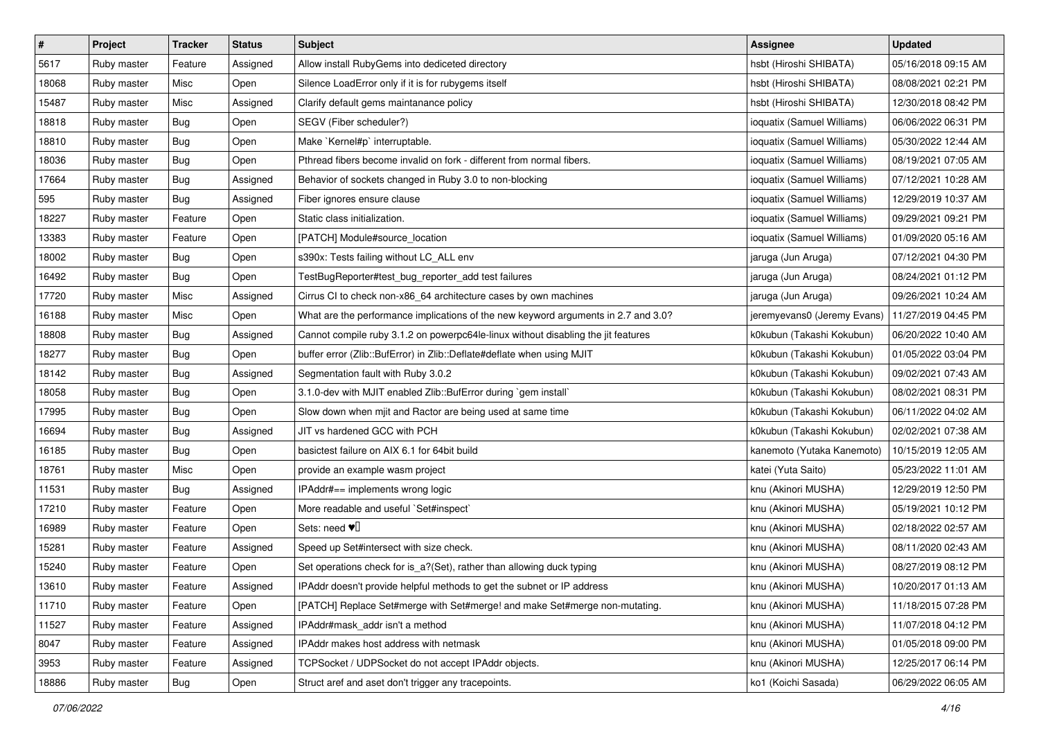| # | Project | Tracker | Status | Subject | Assignee | Updated |
|---|---|---|---|---|---|---|
| 5617 | Ruby master | Feature | Assigned | Allow install RubyGems into dediceted directory | hsbt (Hiroshi SHIBATA) | 05/16/2018 09:15 AM |
| 18068 | Ruby master | Misc | Open | Silence LoadError only if it is for rubygems itself | hsbt (Hiroshi SHIBATA) | 08/08/2021 02:21 PM |
| 15487 | Ruby master | Misc | Assigned | Clarify default gems maintanance policy | hsbt (Hiroshi SHIBATA) | 12/30/2018 08:42 PM |
| 18818 | Ruby master | Bug | Open | SEGV (Fiber scheduler?) | ioquatix (Samuel Williams) | 06/06/2022 06:31 PM |
| 18810 | Ruby master | Bug | Open | Make `Kernel#p` interruptable. | ioquatix (Samuel Williams) | 05/30/2022 12:44 AM |
| 18036 | Ruby master | Bug | Open | Pthread fibers become invalid on fork - different from normal fibers. | ioquatix (Samuel Williams) | 08/19/2021 07:05 AM |
| 17664 | Ruby master | Bug | Assigned | Behavior of sockets changed in Ruby 3.0 to non-blocking | ioquatix (Samuel Williams) | 07/12/2021 10:28 AM |
| 595 | Ruby master | Bug | Assigned | Fiber ignores ensure clause | ioquatix (Samuel Williams) | 12/29/2019 10:37 AM |
| 18227 | Ruby master | Feature | Open | Static class initialization. | ioquatix (Samuel Williams) | 09/29/2021 09:21 PM |
| 13383 | Ruby master | Feature | Open | [PATCH] Module#source_location | ioquatix (Samuel Williams) | 01/09/2020 05:16 AM |
| 18002 | Ruby master | Bug | Open | s390x: Tests failing without LC_ALL env | jaruga (Jun Aruga) | 07/12/2021 04:30 PM |
| 16492 | Ruby master | Bug | Open | TestBugReporter#test_bug_reporter_add test failures | jaruga (Jun Aruga) | 08/24/2021 01:12 PM |
| 17720 | Ruby master | Misc | Assigned | Cirrus CI to check non-x86_64 architecture cases by own machines | jaruga (Jun Aruga) | 09/26/2021 10:24 AM |
| 16188 | Ruby master | Misc | Open | What are the performance implications of the new keyword arguments in 2.7 and 3.0? | jeremyevans0 (Jeremy Evans) | 11/27/2019 04:45 PM |
| 18808 | Ruby master | Bug | Assigned | Cannot compile ruby 3.1.2 on powerpc64le-linux without disabling the jit features | k0kubun (Takashi Kokubun) | 06/20/2022 10:40 AM |
| 18277 | Ruby master | Bug | Open | buffer error (Zlib::BufError) in Zlib::Deflate#deflate when using MJIT | k0kubun (Takashi Kokubun) | 01/05/2022 03:04 PM |
| 18142 | Ruby master | Bug | Assigned | Segmentation fault with Ruby 3.0.2 | k0kubun (Takashi Kokubun) | 09/02/2021 07:43 AM |
| 18058 | Ruby master | Bug | Open | 3.1.0-dev with MJIT enabled Zlib::BufError during `gem install` | k0kubun (Takashi Kokubun) | 08/02/2021 08:31 PM |
| 17995 | Ruby master | Bug | Open | Slow down when mjit and Ractor are being used at same time | k0kubun (Takashi Kokubun) | 06/11/2022 04:02 AM |
| 16694 | Ruby master | Bug | Assigned | JIT vs hardened GCC with PCH | k0kubun (Takashi Kokubun) | 02/02/2021 07:38 AM |
| 16185 | Ruby master | Bug | Open | basictest failure on AIX 6.1 for 64bit build | kanemoto (Yutaka Kanemoto) | 10/15/2019 12:05 AM |
| 18761 | Ruby master | Misc | Open | provide an example wasm project | katei (Yuta Saito) | 05/23/2022 11:01 AM |
| 11531 | Ruby master | Bug | Assigned | IPAddr#== implements wrong logic | knu (Akinori MUSHA) | 12/29/2019 12:50 PM |
| 17210 | Ruby master | Feature | Open | More readable and useful `Set#inspect` | knu (Akinori MUSHA) | 05/19/2021 10:12 PM |
| 16989 | Ruby master | Feature | Open | Sets: need ♥️ | knu (Akinori MUSHA) | 02/18/2022 02:57 AM |
| 15281 | Ruby master | Feature | Assigned | Speed up Set#intersect with size check. | knu (Akinori MUSHA) | 08/11/2020 02:43 AM |
| 15240 | Ruby master | Feature | Open | Set operations check for is_a?(Set), rather than allowing duck typing | knu (Akinori MUSHA) | 08/27/2019 08:12 PM |
| 13610 | Ruby master | Feature | Assigned | IPAddr doesn't provide helpful methods to get the subnet or IP address | knu (Akinori MUSHA) | 10/20/2017 01:13 AM |
| 11710 | Ruby master | Feature | Open | [PATCH] Replace Set#merge with Set#merge! and make Set#merge non-mutating. | knu (Akinori MUSHA) | 11/18/2015 07:28 PM |
| 11527 | Ruby master | Feature | Assigned | IPAddr#mask_addr isn't a method | knu (Akinori MUSHA) | 11/07/2018 04:12 PM |
| 8047 | Ruby master | Feature | Assigned | IPAddr makes host address with netmask | knu (Akinori MUSHA) | 01/05/2018 09:00 PM |
| 3953 | Ruby master | Feature | Assigned | TCPSocket / UDPSocket do not accept IPAddr objects. | knu (Akinori MUSHA) | 12/25/2017 06:14 PM |
| 18886 | Ruby master | Bug | Open | Struct aref and aset don't trigger any tracepoints. | ko1 (Koichi Sasada) | 06/29/2022 06:05 AM |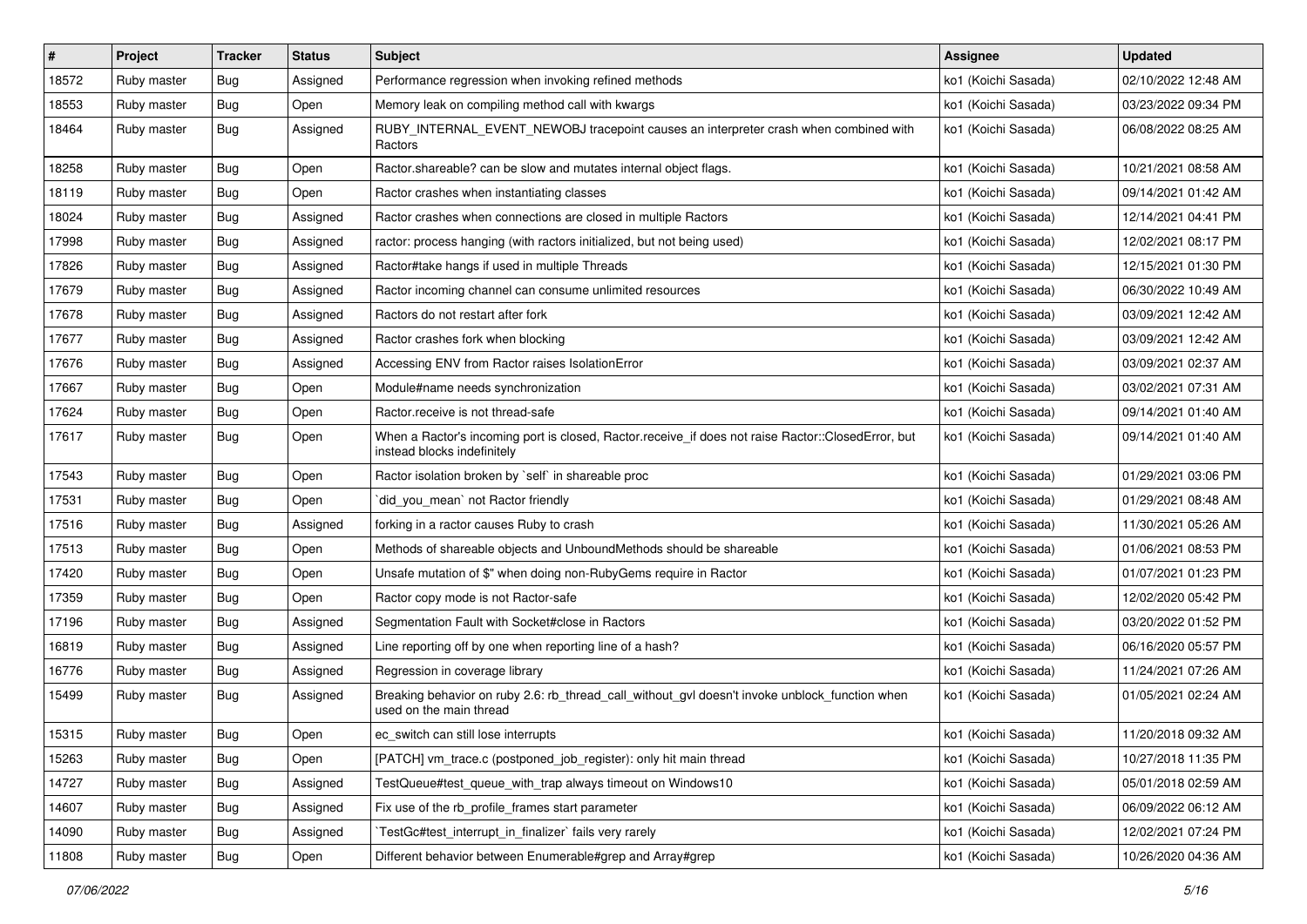| # | Project | Tracker | Status | Subject | Assignee | Updated |
|---|---|---|---|---|---|---|
| 18572 | Ruby master | Bug | Assigned | Performance regression when invoking refined methods | ko1 (Koichi Sasada) | 02/10/2022 12:48 AM |
| 18553 | Ruby master | Bug | Open | Memory leak on compiling method call with kwargs | ko1 (Koichi Sasada) | 03/23/2022 09:34 PM |
| 18464 | Ruby master | Bug | Assigned | RUBY_INTERNAL_EVENT_NEWOBJ tracepoint causes an interpreter crash when combined with Ractors | ko1 (Koichi Sasada) | 06/08/2022 08:25 AM |
| 18258 | Ruby master | Bug | Open | Ractor.shareable? can be slow and mutates internal object flags. | ko1 (Koichi Sasada) | 10/21/2021 08:58 AM |
| 18119 | Ruby master | Bug | Open | Ractor crashes when instantiating classes | ko1 (Koichi Sasada) | 09/14/2021 01:42 AM |
| 18024 | Ruby master | Bug | Assigned | Ractor crashes when connections are closed in multiple Ractors | ko1 (Koichi Sasada) | 12/14/2021 04:41 PM |
| 17998 | Ruby master | Bug | Assigned | ractor: process hanging (with ractors initialized, but not being used) | ko1 (Koichi Sasada) | 12/02/2021 08:17 PM |
| 17826 | Ruby master | Bug | Assigned | Ractor#take hangs if used in multiple Threads | ko1 (Koichi Sasada) | 12/15/2021 01:30 PM |
| 17679 | Ruby master | Bug | Assigned | Ractor incoming channel can consume unlimited resources | ko1 (Koichi Sasada) | 06/30/2022 10:49 AM |
| 17678 | Ruby master | Bug | Assigned | Ractors do not restart after fork | ko1 (Koichi Sasada) | 03/09/2021 12:42 AM |
| 17677 | Ruby master | Bug | Assigned | Ractor crashes fork when blocking | ko1 (Koichi Sasada) | 03/09/2021 12:42 AM |
| 17676 | Ruby master | Bug | Assigned | Accessing ENV from Ractor raises IsolationError | ko1 (Koichi Sasada) | 03/09/2021 02:37 AM |
| 17667 | Ruby master | Bug | Open | Module#name needs synchronization | ko1 (Koichi Sasada) | 03/02/2021 07:31 AM |
| 17624 | Ruby master | Bug | Open | Ractor.receive is not thread-safe | ko1 (Koichi Sasada) | 09/14/2021 01:40 AM |
| 17617 | Ruby master | Bug | Open | When a Ractor's incoming port is closed, Ractor.receive_if does not raise Ractor::ClosedError, but instead blocks indefinitely | ko1 (Koichi Sasada) | 09/14/2021 01:40 AM |
| 17543 | Ruby master | Bug | Open | Ractor isolation broken by `self` in shareable proc | ko1 (Koichi Sasada) | 01/29/2021 03:06 PM |
| 17531 | Ruby master | Bug | Open | `did_you_mean` not Ractor friendly | ko1 (Koichi Sasada) | 01/29/2021 08:48 AM |
| 17516 | Ruby master | Bug | Assigned | forking in a ractor causes Ruby to crash | ko1 (Koichi Sasada) | 11/30/2021 05:26 AM |
| 17513 | Ruby master | Bug | Open | Methods of shareable objects and UnboundMethods should be shareable | ko1 (Koichi Sasada) | 01/06/2021 08:53 PM |
| 17420 | Ruby master | Bug | Open | Unsafe mutation of $" when doing non-RubyGems require in Ractor | ko1 (Koichi Sasada) | 01/07/2021 01:23 PM |
| 17359 | Ruby master | Bug | Open | Ractor copy mode is not Ractor-safe | ko1 (Koichi Sasada) | 12/02/2020 05:42 PM |
| 17196 | Ruby master | Bug | Assigned | Segmentation Fault with Socket#close in Ractors | ko1 (Koichi Sasada) | 03/20/2022 01:52 PM |
| 16819 | Ruby master | Bug | Assigned | Line reporting off by one when reporting line of a hash? | ko1 (Koichi Sasada) | 06/16/2020 05:57 PM |
| 16776 | Ruby master | Bug | Assigned | Regression in coverage library | ko1 (Koichi Sasada) | 11/24/2021 07:26 AM |
| 15499 | Ruby master | Bug | Assigned | Breaking behavior on ruby 2.6: rb_thread_call_without_gvl doesn't invoke unblock_function when used on the main thread | ko1 (Koichi Sasada) | 01/05/2021 02:24 AM |
| 15315 | Ruby master | Bug | Open | ec_switch can still lose interrupts | ko1 (Koichi Sasada) | 11/20/2018 09:32 AM |
| 15263 | Ruby master | Bug | Open | [PATCH] vm_trace.c (postponed_job_register): only hit main thread | ko1 (Koichi Sasada) | 10/27/2018 11:35 PM |
| 14727 | Ruby master | Bug | Assigned | TestQueue#test_queue_with_trap always timeout on Windows10 | ko1 (Koichi Sasada) | 05/01/2018 02:59 AM |
| 14607 | Ruby master | Bug | Assigned | Fix use of the rb_profile_frames start parameter | ko1 (Koichi Sasada) | 06/09/2022 06:12 AM |
| 14090 | Ruby master | Bug | Assigned | `TestGc#test_interrupt_in_finalizer` fails very rarely | ko1 (Koichi Sasada) | 12/02/2021 07:24 PM |
| 11808 | Ruby master | Bug | Open | Different behavior between Enumerable#grep and Array#grep | ko1 (Koichi Sasada) | 10/26/2020 04:36 AM |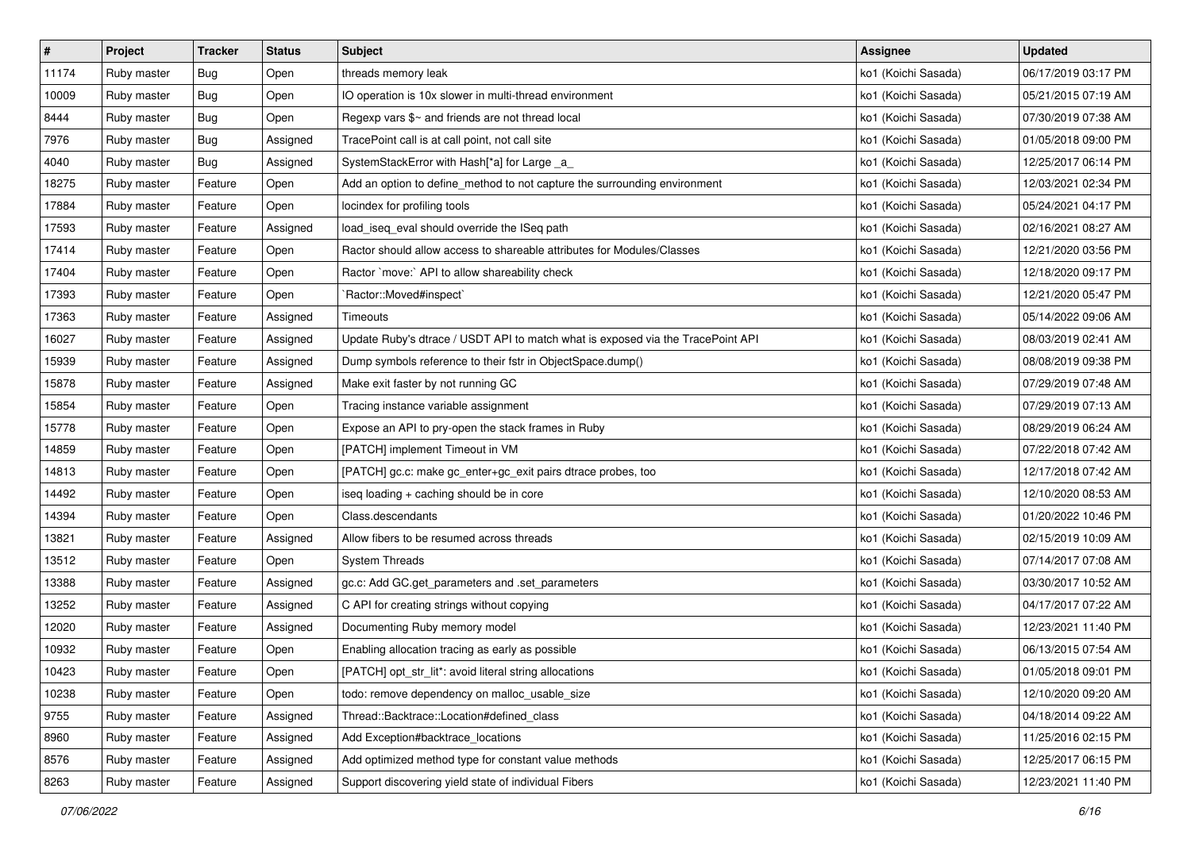| # | Project | Tracker | Status | Subject | Assignee | Updated |
|---|---|---|---|---|---|---|
| 11174 | Ruby master | Bug | Open | threads memory leak | ko1 (Koichi Sasada) | 06/17/2019 03:17 PM |
| 10009 | Ruby master | Bug | Open | IO operation is 10x slower in multi-thread environment | ko1 (Koichi Sasada) | 05/21/2015 07:19 AM |
| 8444 | Ruby master | Bug | Open | Regexp vars $~ and friends are not thread local | ko1 (Koichi Sasada) | 07/30/2019 07:38 AM |
| 7976 | Ruby master | Bug | Assigned | TracePoint call is at call point, not call site | ko1 (Koichi Sasada) | 01/05/2018 09:00 PM |
| 4040 | Ruby master | Bug | Assigned | SystemStackError with Hash[*a] for Large _a_ | ko1 (Koichi Sasada) | 12/25/2017 06:14 PM |
| 18275 | Ruby master | Feature | Open | Add an option to define_method to not capture the surrounding environment | ko1 (Koichi Sasada) | 12/03/2021 02:34 PM |
| 17884 | Ruby master | Feature | Open | locindex for profiling tools | ko1 (Koichi Sasada) | 05/24/2021 04:17 PM |
| 17593 | Ruby master | Feature | Assigned | load_iseq_eval should override the ISeq path | ko1 (Koichi Sasada) | 02/16/2021 08:27 AM |
| 17414 | Ruby master | Feature | Open | Ractor should allow access to shareable attributes for Modules/Classes | ko1 (Koichi Sasada) | 12/21/2020 03:56 PM |
| 17404 | Ruby master | Feature | Open | Ractor `move:` API to allow shareability check | ko1 (Koichi Sasada) | 12/18/2020 09:17 PM |
| 17393 | Ruby master | Feature | Open | `Ractor::Moved#inspect` | ko1 (Koichi Sasada) | 12/21/2020 05:47 PM |
| 17363 | Ruby master | Feature | Assigned | Timeouts | ko1 (Koichi Sasada) | 05/14/2022 09:06 AM |
| 16027 | Ruby master | Feature | Assigned | Update Ruby's dtrace / USDT API to match what is exposed via the TracePoint API | ko1 (Koichi Sasada) | 08/03/2019 02:41 AM |
| 15939 | Ruby master | Feature | Assigned | Dump symbols reference to their fstr in ObjectSpace.dump() | ko1 (Koichi Sasada) | 08/08/2019 09:38 PM |
| 15878 | Ruby master | Feature | Assigned | Make exit faster by not running GC | ko1 (Koichi Sasada) | 07/29/2019 07:48 AM |
| 15854 | Ruby master | Feature | Open | Tracing instance variable assignment | ko1 (Koichi Sasada) | 07/29/2019 07:13 AM |
| 15778 | Ruby master | Feature | Open | Expose an API to pry-open the stack frames in Ruby | ko1 (Koichi Sasada) | 08/29/2019 06:24 AM |
| 14859 | Ruby master | Feature | Open | [PATCH] implement Timeout in VM | ko1 (Koichi Sasada) | 07/22/2018 07:42 AM |
| 14813 | Ruby master | Feature | Open | [PATCH] gc.c: make gc_enter+gc_exit pairs dtrace probes, too | ko1 (Koichi Sasada) | 12/17/2018 07:42 AM |
| 14492 | Ruby master | Feature | Open | iseq loading + caching should be in core | ko1 (Koichi Sasada) | 12/10/2020 08:53 AM |
| 14394 | Ruby master | Feature | Open | Class.descendants | ko1 (Koichi Sasada) | 01/20/2022 10:46 PM |
| 13821 | Ruby master | Feature | Assigned | Allow fibers to be resumed across threads | ko1 (Koichi Sasada) | 02/15/2019 10:09 AM |
| 13512 | Ruby master | Feature | Open | System Threads | ko1 (Koichi Sasada) | 07/14/2017 07:08 AM |
| 13388 | Ruby master | Feature | Assigned | gc.c: Add GC.get_parameters and .set_parameters | ko1 (Koichi Sasada) | 03/30/2017 10:52 AM |
| 13252 | Ruby master | Feature | Assigned | C API for creating strings without copying | ko1 (Koichi Sasada) | 04/17/2017 07:22 AM |
| 12020 | Ruby master | Feature | Assigned | Documenting Ruby memory model | ko1 (Koichi Sasada) | 12/23/2021 11:40 PM |
| 10932 | Ruby master | Feature | Open | Enabling allocation tracing as early as possible | ko1 (Koichi Sasada) | 06/13/2015 07:54 AM |
| 10423 | Ruby master | Feature | Open | [PATCH] opt_str_lit*: avoid literal string allocations | ko1 (Koichi Sasada) | 01/05/2018 09:01 PM |
| 10238 | Ruby master | Feature | Open | todo: remove dependency on malloc_usable_size | ko1 (Koichi Sasada) | 12/10/2020 09:20 AM |
| 9755 | Ruby master | Feature | Assigned | Thread::Backtrace::Location#defined_class | ko1 (Koichi Sasada) | 04/18/2014 09:22 AM |
| 8960 | Ruby master | Feature | Assigned | Add Exception#backtrace_locations | ko1 (Koichi Sasada) | 11/25/2016 02:15 PM |
| 8576 | Ruby master | Feature | Assigned | Add optimized method type for constant value methods | ko1 (Koichi Sasada) | 12/25/2017 06:15 PM |
| 8263 | Ruby master | Feature | Assigned | Support discovering yield state of individual Fibers | ko1 (Koichi Sasada) | 12/23/2021 11:40 PM |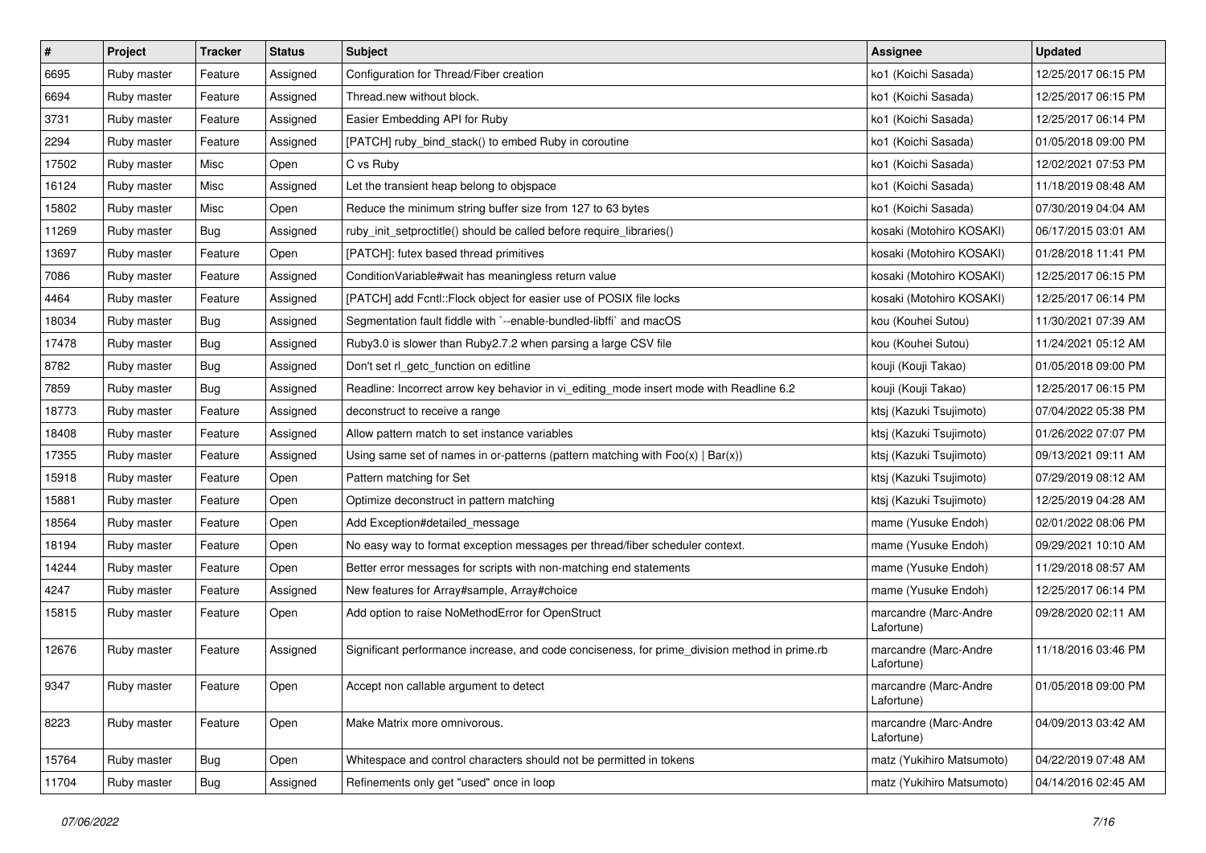| # | Project | Tracker | Status | Subject | Assignee | Updated |
|---|---|---|---|---|---|---|
| 6695 | Ruby master | Feature | Assigned | Configuration for Thread/Fiber creation | ko1 (Koichi Sasada) | 12/25/2017 06:15 PM |
| 6694 | Ruby master | Feature | Assigned | Thread.new without block. | ko1 (Koichi Sasada) | 12/25/2017 06:15 PM |
| 3731 | Ruby master | Feature | Assigned | Easier Embedding API for Ruby | ko1 (Koichi Sasada) | 12/25/2017 06:14 PM |
| 2294 | Ruby master | Feature | Assigned | [PATCH] ruby_bind_stack() to embed Ruby in coroutine | ko1 (Koichi Sasada) | 01/05/2018 09:00 PM |
| 17502 | Ruby master | Misc | Open | C vs Ruby | ko1 (Koichi Sasada) | 12/02/2021 07:53 PM |
| 16124 | Ruby master | Misc | Assigned | Let the transient heap belong to objspace | ko1 (Koichi Sasada) | 11/18/2019 08:48 AM |
| 15802 | Ruby master | Misc | Open | Reduce the minimum string buffer size from 127 to 63 bytes | ko1 (Koichi Sasada) | 07/30/2019 04:04 AM |
| 11269 | Ruby master | Bug | Assigned | ruby_init_setproctitle() should be called before require_libraries() | kosaki (Motohiro KOSAKI) | 06/17/2015 03:01 AM |
| 13697 | Ruby master | Feature | Open | [PATCH]: futex based thread primitives | kosaki (Motohiro KOSAKI) | 01/28/2018 11:41 PM |
| 7086 | Ruby master | Feature | Assigned | ConditionVariable#wait has meaningless return value | kosaki (Motohiro KOSAKI) | 12/25/2017 06:15 PM |
| 4464 | Ruby master | Feature | Assigned | [PATCH] add Fcntl::Flock object for easier use of POSIX file locks | kosaki (Motohiro KOSAKI) | 12/25/2017 06:14 PM |
| 18034 | Ruby master | Bug | Assigned | Segmentation fault fiddle with `--enable-bundled-libffi` and macOS | kou (Kouhei Sutou) | 11/30/2021 07:39 AM |
| 17478 | Ruby master | Bug | Assigned | Ruby3.0 is slower than Ruby2.7.2 when parsing a large CSV file | kou (Kouhei Sutou) | 11/24/2021 05:12 AM |
| 8782 | Ruby master | Bug | Assigned | Don't set rl_getc_function on editline | kouji (Kouji Takao) | 01/05/2018 09:00 PM |
| 7859 | Ruby master | Bug | Assigned | Readline: Incorrect arrow key behavior in vi_editing_mode insert mode with Readline 6.2 | kouji (Kouji Takao) | 12/25/2017 06:15 PM |
| 18773 | Ruby master | Feature | Assigned | deconstruct to receive a range | ktsj (Kazuki Tsujimoto) | 07/04/2022 05:38 PM |
| 18408 | Ruby master | Feature | Assigned | Allow pattern match to set instance variables | ktsj (Kazuki Tsujimoto) | 01/26/2022 07:07 PM |
| 17355 | Ruby master | Feature | Assigned | Using same set of names in or-patterns (pattern matching with Foo(x) \| Bar(x)) | ktsj (Kazuki Tsujimoto) | 09/13/2021 09:11 AM |
| 15918 | Ruby master | Feature | Open | Pattern matching for Set | ktsj (Kazuki Tsujimoto) | 07/29/2019 08:12 AM |
| 15881 | Ruby master | Feature | Open | Optimize deconstruct in pattern matching | ktsj (Kazuki Tsujimoto) | 12/25/2019 04:28 AM |
| 18564 | Ruby master | Feature | Open | Add Exception#detailed_message | mame (Yusuke Endoh) | 02/01/2022 08:06 PM |
| 18194 | Ruby master | Feature | Open | No easy way to format exception messages per thread/fiber scheduler context. | mame (Yusuke Endoh) | 09/29/2021 10:10 AM |
| 14244 | Ruby master | Feature | Open | Better error messages for scripts with non-matching end statements | mame (Yusuke Endoh) | 11/29/2018 08:57 AM |
| 4247 | Ruby master | Feature | Assigned | New features for Array#sample, Array#choice | mame (Yusuke Endoh) | 12/25/2017 06:14 PM |
| 15815 | Ruby master | Feature | Open | Add option to raise NoMethodError for OpenStruct | marcandre (Marc-Andre Lafortune) | 09/28/2020 02:11 AM |
| 12676 | Ruby master | Feature | Assigned | Significant performance increase, and code conciseness, for prime_division method in prime.rb | marcandre (Marc-Andre Lafortune) | 11/18/2016 03:46 PM |
| 9347 | Ruby master | Feature | Open | Accept non callable argument to detect | marcandre (Marc-Andre Lafortune) | 01/05/2018 09:00 PM |
| 8223 | Ruby master | Feature | Open | Make Matrix more omnivorous. | marcandre (Marc-Andre Lafortune) | 04/09/2013 03:42 AM |
| 15764 | Ruby master | Bug | Open | Whitespace and control characters should not be permitted in tokens | matz (Yukihiro Matsumoto) | 04/22/2019 07:48 AM |
| 11704 | Ruby master | Bug | Assigned | Refinements only get "used" once in loop | matz (Yukihiro Matsumoto) | 04/14/2016 02:45 AM |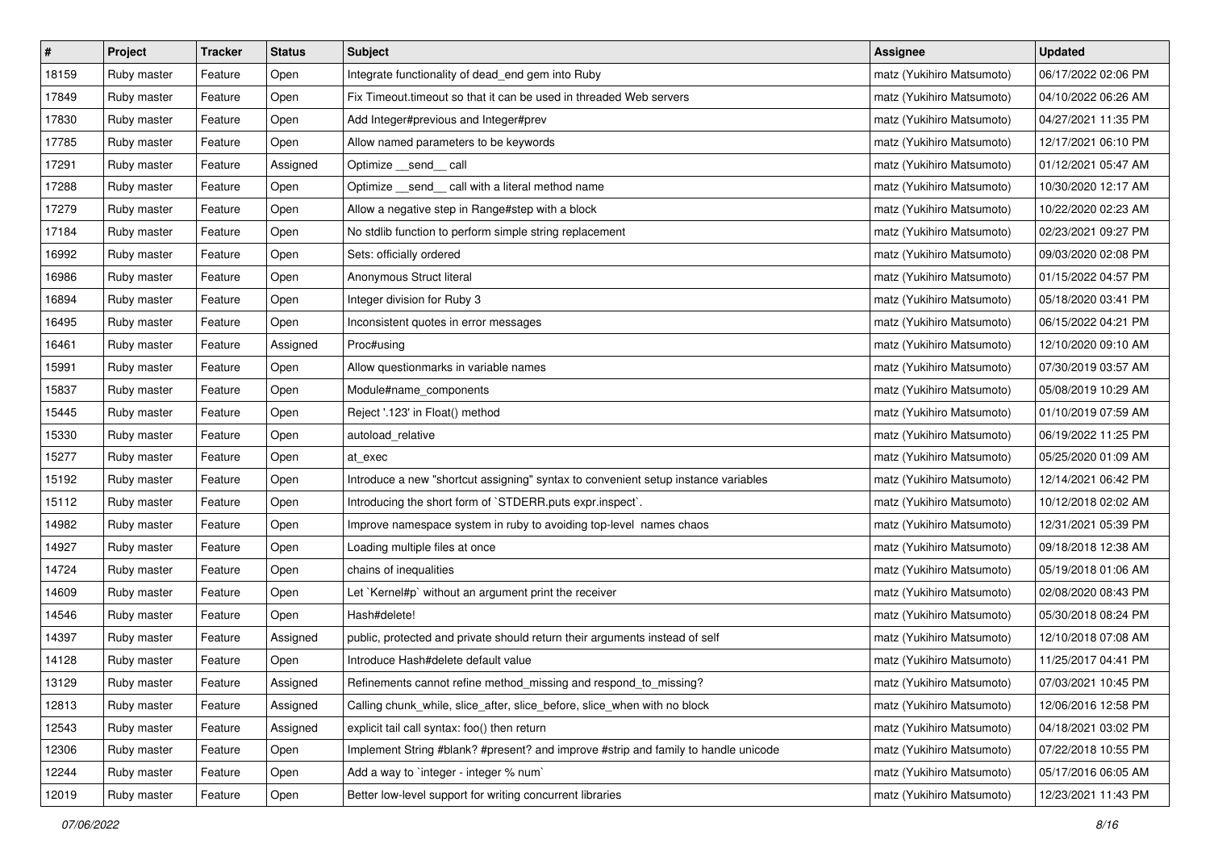| # | Project | Tracker | Status | Subject | Assignee | Updated |
|---|---|---|---|---|---|---|
| 18159 | Ruby master | Feature | Open | Integrate functionality of dead_end gem into Ruby | matz (Yukihiro Matsumoto) | 06/17/2022 02:06 PM |
| 17849 | Ruby master | Feature | Open | Fix Timeout.timeout so that it can be used in threaded Web servers | matz (Yukihiro Matsumoto) | 04/10/2022 06:26 AM |
| 17830 | Ruby master | Feature | Open | Add Integer#previous and Integer#prev | matz (Yukihiro Matsumoto) | 04/27/2021 11:35 PM |
| 17785 | Ruby master | Feature | Open | Allow named parameters to be keywords | matz (Yukihiro Matsumoto) | 12/17/2021 06:10 PM |
| 17291 | Ruby master | Feature | Assigned | Optimize __send__ call | matz (Yukihiro Matsumoto) | 01/12/2021 05:47 AM |
| 17288 | Ruby master | Feature | Open | Optimize __send__ call with a literal method name | matz (Yukihiro Matsumoto) | 10/30/2020 12:17 AM |
| 17279 | Ruby master | Feature | Open | Allow a negative step in Range#step with a block | matz (Yukihiro Matsumoto) | 10/22/2020 02:23 AM |
| 17184 | Ruby master | Feature | Open | No stdlib function to perform simple string replacement | matz (Yukihiro Matsumoto) | 02/23/2021 09:27 PM |
| 16992 | Ruby master | Feature | Open | Sets: officially ordered | matz (Yukihiro Matsumoto) | 09/03/2020 02:08 PM |
| 16986 | Ruby master | Feature | Open | Anonymous Struct literal | matz (Yukihiro Matsumoto) | 01/15/2022 04:57 PM |
| 16894 | Ruby master | Feature | Open | Integer division for Ruby 3 | matz (Yukihiro Matsumoto) | 05/18/2020 03:41 PM |
| 16495 | Ruby master | Feature | Open | Inconsistent quotes in error messages | matz (Yukihiro Matsumoto) | 06/15/2022 04:21 PM |
| 16461 | Ruby master | Feature | Assigned | Proc#using | matz (Yukihiro Matsumoto) | 12/10/2020 09:10 AM |
| 15991 | Ruby master | Feature | Open | Allow questionmarks in variable names | matz (Yukihiro Matsumoto) | 07/30/2019 03:57 AM |
| 15837 | Ruby master | Feature | Open | Module#name_components | matz (Yukihiro Matsumoto) | 05/08/2019 10:29 AM |
| 15445 | Ruby master | Feature | Open | Reject '.123' in Float() method | matz (Yukihiro Matsumoto) | 01/10/2019 07:59 AM |
| 15330 | Ruby master | Feature | Open | autoload_relative | matz (Yukihiro Matsumoto) | 06/19/2022 11:25 PM |
| 15277 | Ruby master | Feature | Open | at_exec | matz (Yukihiro Matsumoto) | 05/25/2020 01:09 AM |
| 15192 | Ruby master | Feature | Open | Introduce a new "shortcut assigning" syntax to convenient setup instance variables | matz (Yukihiro Matsumoto) | 12/14/2021 06:42 PM |
| 15112 | Ruby master | Feature | Open | Introducing the short form of `STDERR.puts expr.inspect`. | matz (Yukihiro Matsumoto) | 10/12/2018 02:02 AM |
| 14982 | Ruby master | Feature | Open | Improve namespace system in ruby to avoiding top-level names chaos | matz (Yukihiro Matsumoto) | 12/31/2021 05:39 PM |
| 14927 | Ruby master | Feature | Open | Loading multiple files at once | matz (Yukihiro Matsumoto) | 09/18/2018 12:38 AM |
| 14724 | Ruby master | Feature | Open | chains of inequalities | matz (Yukihiro Matsumoto) | 05/19/2018 01:06 AM |
| 14609 | Ruby master | Feature | Open | Let `Kernel#p` without an argument print the receiver | matz (Yukihiro Matsumoto) | 02/08/2020 08:43 PM |
| 14546 | Ruby master | Feature | Open | Hash#delete! | matz (Yukihiro Matsumoto) | 05/30/2018 08:24 PM |
| 14397 | Ruby master | Feature | Assigned | public, protected and private should return their arguments instead of self | matz (Yukihiro Matsumoto) | 12/10/2018 07:08 AM |
| 14128 | Ruby master | Feature | Open | Introduce Hash#delete default value | matz (Yukihiro Matsumoto) | 11/25/2017 04:41 PM |
| 13129 | Ruby master | Feature | Assigned | Refinements cannot refine method_missing and respond_to_missing? | matz (Yukihiro Matsumoto) | 07/03/2021 10:45 PM |
| 12813 | Ruby master | Feature | Assigned | Calling chunk_while, slice_after, slice_before, slice_when with no block | matz (Yukihiro Matsumoto) | 12/06/2016 12:58 PM |
| 12543 | Ruby master | Feature | Assigned | explicit tail call syntax: foo() then return | matz (Yukihiro Matsumoto) | 04/18/2021 03:02 PM |
| 12306 | Ruby master | Feature | Open | Implement String #blank? #present? and improve #strip and family to handle unicode | matz (Yukihiro Matsumoto) | 07/22/2018 10:55 PM |
| 12244 | Ruby master | Feature | Open | Add a way to `integer - integer % num` | matz (Yukihiro Matsumoto) | 05/17/2016 06:05 AM |
| 12019 | Ruby master | Feature | Open | Better low-level support for writing concurrent libraries | matz (Yukihiro Matsumoto) | 12/23/2021 11:43 PM |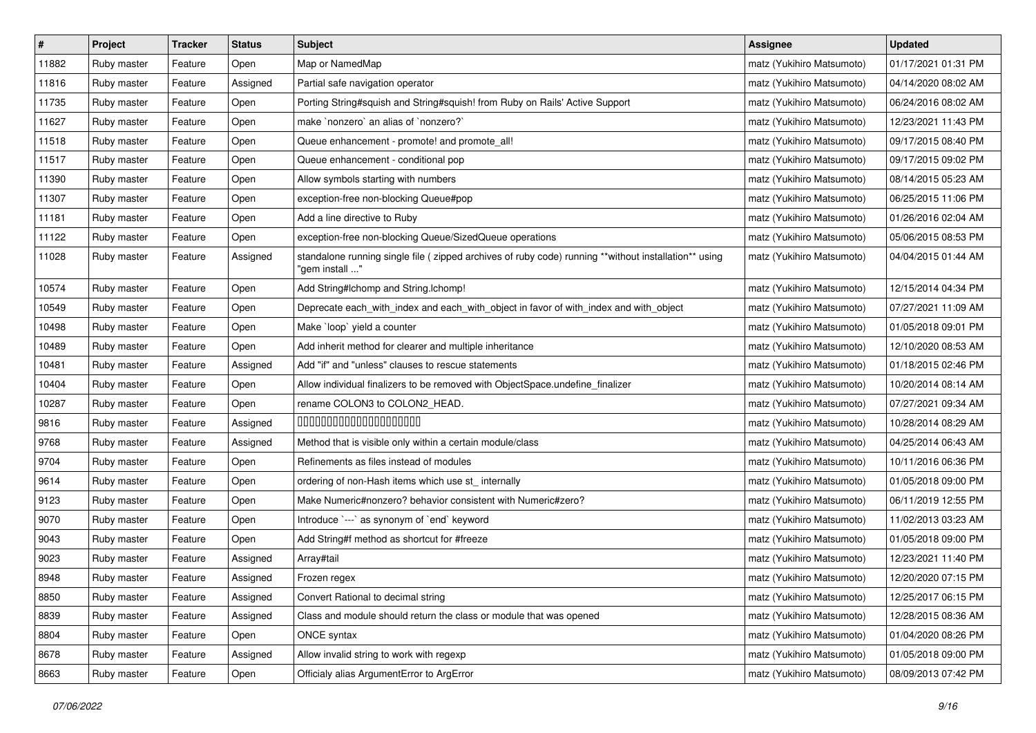| # | Project | Tracker | Status | Subject | Assignee | Updated |
|---|---|---|---|---|---|---|
| 11882 | Ruby master | Feature | Open | Map or NamedMap | matz (Yukihiro Matsumoto) | 01/17/2021 01:31 PM |
| 11816 | Ruby master | Feature | Assigned | Partial safe navigation operator | matz (Yukihiro Matsumoto) | 04/14/2020 08:02 AM |
| 11735 | Ruby master | Feature | Open | Porting String#squish and String#squish! from Ruby on Rails' Active Support | matz (Yukihiro Matsumoto) | 06/24/2016 08:02 AM |
| 11627 | Ruby master | Feature | Open | make `nonzero` an alias of `nonzero?` | matz (Yukihiro Matsumoto) | 12/23/2021 11:43 PM |
| 11518 | Ruby master | Feature | Open | Queue enhancement - promote! and promote_all! | matz (Yukihiro Matsumoto) | 09/17/2015 08:40 PM |
| 11517 | Ruby master | Feature | Open | Queue enhancement - conditional pop | matz (Yukihiro Matsumoto) | 09/17/2015 09:02 PM |
| 11390 | Ruby master | Feature | Open | Allow symbols starting with numbers | matz (Yukihiro Matsumoto) | 08/14/2015 05:23 AM |
| 11307 | Ruby master | Feature | Open | exception-free non-blocking Queue#pop | matz (Yukihiro Matsumoto) | 06/25/2015 11:06 PM |
| 11181 | Ruby master | Feature | Open | Add a line directive to Ruby | matz (Yukihiro Matsumoto) | 01/26/2016 02:04 AM |
| 11122 | Ruby master | Feature | Open | exception-free non-blocking Queue/SizedQueue operations | matz (Yukihiro Matsumoto) | 05/06/2015 08:53 PM |
| 11028 | Ruby master | Feature | Assigned | standalone running single file ( zipped archives of ruby code) running **without installation** using "gem install ..." | matz (Yukihiro Matsumoto) | 04/04/2015 01:44 AM |
| 10574 | Ruby master | Feature | Open | Add String#lchomp and String.lchomp! | matz (Yukihiro Matsumoto) | 12/15/2014 04:34 PM |
| 10549 | Ruby master | Feature | Open | Deprecate each_with_index and each_with_object in favor of with_index and with_object | matz (Yukihiro Matsumoto) | 07/27/2021 11:09 AM |
| 10498 | Ruby master | Feature | Open | Make `loop` yield a counter | matz (Yukihiro Matsumoto) | 01/05/2018 09:01 PM |
| 10489 | Ruby master | Feature | Open | Add inherit method for clearer and multiple inheritance | matz (Yukihiro Matsumoto) | 12/10/2020 08:53 AM |
| 10481 | Ruby master | Feature | Assigned | Add "if" and "unless" clauses to rescue statements | matz (Yukihiro Matsumoto) | 01/18/2015 02:46 PM |
| 10404 | Ruby master | Feature | Open | Allow individual finalizers to be removed with ObjectSpace.undefine_finalizer | matz (Yukihiro Matsumoto) | 10/20/2014 08:14 AM |
| 10287 | Ruby master | Feature | Open | rename COLON3 to COLON2_HEAD. | matz (Yukihiro Matsumoto) | 07/27/2021 09:34 AM |
| 9816 | Ruby master | Feature | Assigned | □□□□□□□□□□□□□□□□□□□□□□ | matz (Yukihiro Matsumoto) | 10/28/2014 08:29 AM |
| 9768 | Ruby master | Feature | Assigned | Method that is visible only within a certain module/class | matz (Yukihiro Matsumoto) | 04/25/2014 06:43 AM |
| 9704 | Ruby master | Feature | Open | Refinements as files instead of modules | matz (Yukihiro Matsumoto) | 10/11/2016 06:36 PM |
| 9614 | Ruby master | Feature | Open | ordering of non-Hash items which use st_ internally | matz (Yukihiro Matsumoto) | 01/05/2018 09:00 PM |
| 9123 | Ruby master | Feature | Open | Make Numeric#nonzero? behavior consistent with Numeric#zero? | matz (Yukihiro Matsumoto) | 06/11/2019 12:55 PM |
| 9070 | Ruby master | Feature | Open | Introduce `---` as synonym of `end` keyword | matz (Yukihiro Matsumoto) | 11/02/2013 03:23 AM |
| 9043 | Ruby master | Feature | Open | Add String#f method as shortcut for #freeze | matz (Yukihiro Matsumoto) | 01/05/2018 09:00 PM |
| 9023 | Ruby master | Feature | Assigned | Array#tail | matz (Yukihiro Matsumoto) | 12/23/2021 11:40 PM |
| 8948 | Ruby master | Feature | Assigned | Frozen regex | matz (Yukihiro Matsumoto) | 12/20/2020 07:15 PM |
| 8850 | Ruby master | Feature | Assigned | Convert Rational to decimal string | matz (Yukihiro Matsumoto) | 12/25/2017 06:15 PM |
| 8839 | Ruby master | Feature | Assigned | Class and module should return the class or module that was opened | matz (Yukihiro Matsumoto) | 12/28/2015 08:36 AM |
| 8804 | Ruby master | Feature | Open | ONCE syntax | matz (Yukihiro Matsumoto) | 01/04/2020 08:26 PM |
| 8678 | Ruby master | Feature | Assigned | Allow invalid string to work with regexp | matz (Yukihiro Matsumoto) | 01/05/2018 09:00 PM |
| 8663 | Ruby master | Feature | Open | Officialy alias ArgumentError to ArgError | matz (Yukihiro Matsumoto) | 08/09/2013 07:42 PM |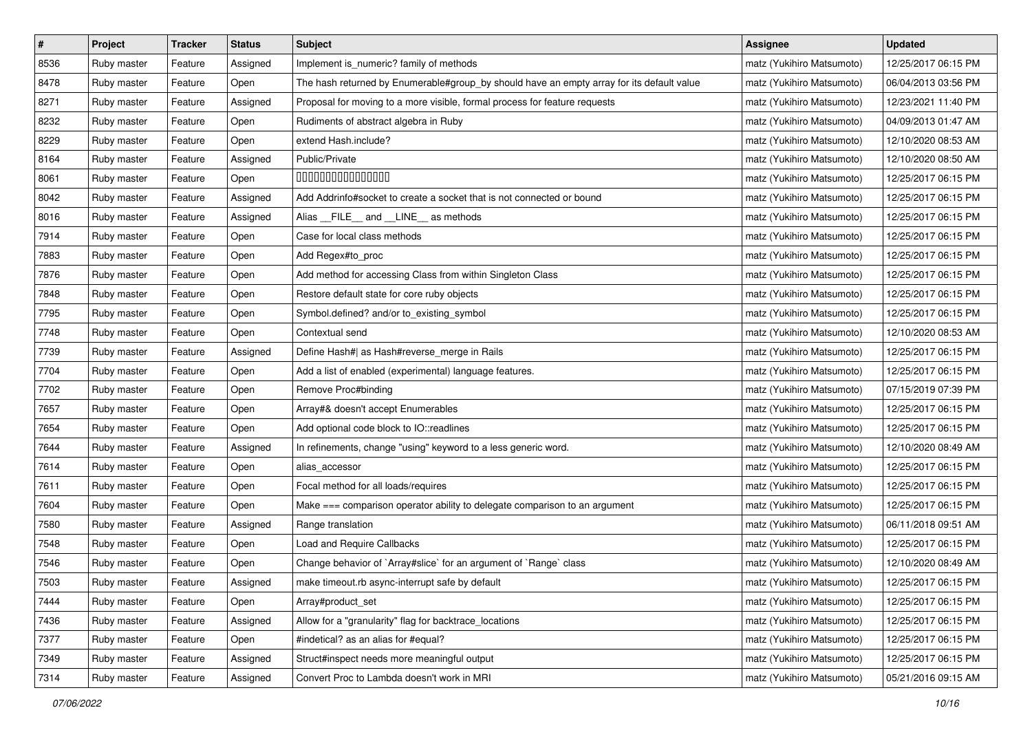| # | Project | Tracker | Status | Subject | Assignee | Updated |
|---|---|---|---|---|---|---|
| 8536 | Ruby master | Feature | Assigned | Implement is_numeric? family of methods | matz (Yukihiro Matsumoto) | 12/25/2017 06:15 PM |
| 8478 | Ruby master | Feature | Open | The hash returned by Enumerable#group_by should have an empty array for its default value | matz (Yukihiro Matsumoto) | 06/04/2013 03:56 PM |
| 8271 | Ruby master | Feature | Assigned | Proposal for moving to a more visible, formal process for feature requests | matz (Yukihiro Matsumoto) | 12/23/2021 11:40 PM |
| 8232 | Ruby master | Feature | Open | Rudiments of abstract algebra in Ruby | matz (Yukihiro Matsumoto) | 04/09/2013 01:47 AM |
| 8229 | Ruby master | Feature | Open | extend Hash.include? | matz (Yukihiro Matsumoto) | 12/10/2020 08:53 AM |
| 8164 | Ruby master | Feature | Assigned | Public/Private | matz (Yukihiro Matsumoto) | 12/10/2020 08:50 AM |
| 8061 | Ruby master | Feature | Open | 䝖䝖䝖䝖䝖䝖䝖䝖䝖䝖䝖䝖䝖䝖䝖䝖 | matz (Yukihiro Matsumoto) | 12/25/2017 06:15 PM |
| 8042 | Ruby master | Feature | Assigned | Add Addrinfo#socket to create a socket that is not connected or bound | matz (Yukihiro Matsumoto) | 12/25/2017 06:15 PM |
| 8016 | Ruby master | Feature | Assigned | Alias __FILE__ and __LINE__ as methods | matz (Yukihiro Matsumoto) | 12/25/2017 06:15 PM |
| 7914 | Ruby master | Feature | Open | Case for local class methods | matz (Yukihiro Matsumoto) | 12/25/2017 06:15 PM |
| 7883 | Ruby master | Feature | Open | Add Regex#to_proc | matz (Yukihiro Matsumoto) | 12/25/2017 06:15 PM |
| 7876 | Ruby master | Feature | Open | Add method for accessing Class from within Singleton Class | matz (Yukihiro Matsumoto) | 12/25/2017 06:15 PM |
| 7848 | Ruby master | Feature | Open | Restore default state for core ruby objects | matz (Yukihiro Matsumoto) | 12/25/2017 06:15 PM |
| 7795 | Ruby master | Feature | Open | Symbol.defined? and/or to_existing_symbol | matz (Yukihiro Matsumoto) | 12/25/2017 06:15 PM |
| 7748 | Ruby master | Feature | Open | Contextual send | matz (Yukihiro Matsumoto) | 12/10/2020 08:53 AM |
| 7739 | Ruby master | Feature | Assigned | Define Hash#\| as Hash#reverse_merge in Rails | matz (Yukihiro Matsumoto) | 12/25/2017 06:15 PM |
| 7704 | Ruby master | Feature | Open | Add a list of enabled (experimental) language features. | matz (Yukihiro Matsumoto) | 12/25/2017 06:15 PM |
| 7702 | Ruby master | Feature | Open | Remove Proc#binding | matz (Yukihiro Matsumoto) | 07/15/2019 07:39 PM |
| 7657 | Ruby master | Feature | Open | Array#& doesn't accept Enumerables | matz (Yukihiro Matsumoto) | 12/25/2017 06:15 PM |
| 7654 | Ruby master | Feature | Open | Add optional code block to IO::readlines | matz (Yukihiro Matsumoto) | 12/25/2017 06:15 PM |
| 7644 | Ruby master | Feature | Assigned | In refinements, change "using" keyword to a less generic word. | matz (Yukihiro Matsumoto) | 12/10/2020 08:49 AM |
| 7614 | Ruby master | Feature | Open | alias_accessor | matz (Yukihiro Matsumoto) | 12/25/2017 06:15 PM |
| 7611 | Ruby master | Feature | Open | Focal method for all loads/requires | matz (Yukihiro Matsumoto) | 12/25/2017 06:15 PM |
| 7604 | Ruby master | Feature | Open | Make === comparison operator ability to delegate comparison to an argument | matz (Yukihiro Matsumoto) | 12/25/2017 06:15 PM |
| 7580 | Ruby master | Feature | Assigned | Range translation | matz (Yukihiro Matsumoto) | 06/11/2018 09:51 AM |
| 7548 | Ruby master | Feature | Open | Load and Require Callbacks | matz (Yukihiro Matsumoto) | 12/25/2017 06:15 PM |
| 7546 | Ruby master | Feature | Open | Change behavior of `Array#slice` for an argument of `Range` class | matz (Yukihiro Matsumoto) | 12/10/2020 08:49 AM |
| 7503 | Ruby master | Feature | Assigned | make timeout.rb async-interrupt safe by default | matz (Yukihiro Matsumoto) | 12/25/2017 06:15 PM |
| 7444 | Ruby master | Feature | Open | Array#product_set | matz (Yukihiro Matsumoto) | 12/25/2017 06:15 PM |
| 7436 | Ruby master | Feature | Assigned | Allow for a "granularity" flag for backtrace_locations | matz (Yukihiro Matsumoto) | 12/25/2017 06:15 PM |
| 7377 | Ruby master | Feature | Open | #indetical? as an alias for #equal? | matz (Yukihiro Matsumoto) | 12/25/2017 06:15 PM |
| 7349 | Ruby master | Feature | Assigned | Struct#inspect needs more meaningful output | matz (Yukihiro Matsumoto) | 12/25/2017 06:15 PM |
| 7314 | Ruby master | Feature | Assigned | Convert Proc to Lambda doesn't work in MRI | matz (Yukihiro Matsumoto) | 05/21/2016 09:15 AM |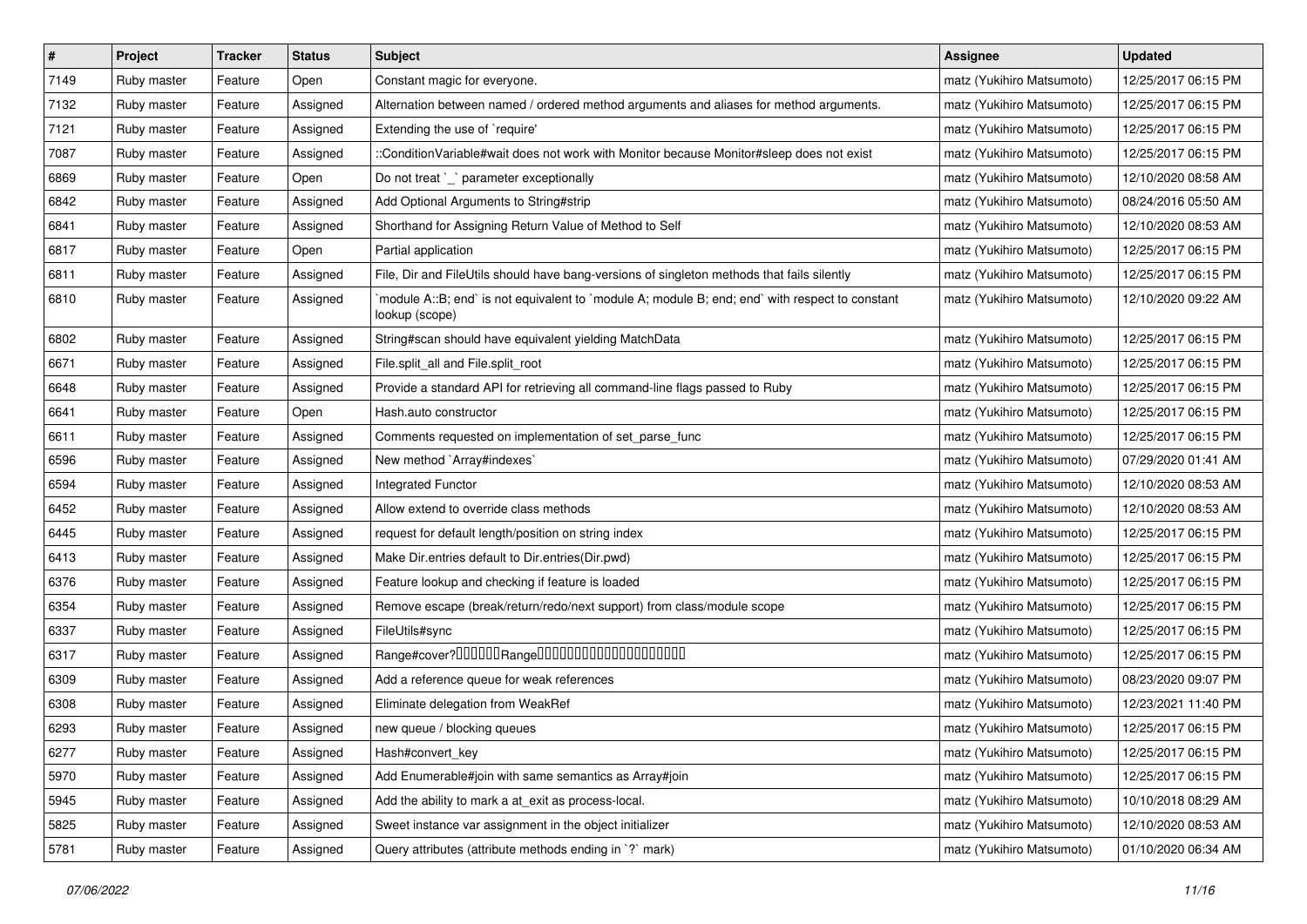| # | Project | Tracker | Status | Subject | Assignee | Updated |
|---|---|---|---|---|---|---|
| 7149 | Ruby master | Feature | Open | Constant magic for everyone. | matz (Yukihiro Matsumoto) | 12/25/2017 06:15 PM |
| 7132 | Ruby master | Feature | Assigned | Alternation between named / ordered method arguments and aliases for method arguments. | matz (Yukihiro Matsumoto) | 12/25/2017 06:15 PM |
| 7121 | Ruby master | Feature | Assigned | Extending the use of `require' | matz (Yukihiro Matsumoto) | 12/25/2017 06:15 PM |
| 7087 | Ruby master | Feature | Assigned | ::ConditionVariable#wait does not work with Monitor because Monitor#sleep does not exist | matz (Yukihiro Matsumoto) | 12/25/2017 06:15 PM |
| 6869 | Ruby master | Feature | Open | Do not treat `_` parameter exceptionally | matz (Yukihiro Matsumoto) | 12/10/2020 08:58 AM |
| 6842 | Ruby master | Feature | Assigned | Add Optional Arguments to String#strip | matz (Yukihiro Matsumoto) | 08/24/2016 05:50 AM |
| 6841 | Ruby master | Feature | Assigned | Shorthand for Assigning Return Value of Method to Self | matz (Yukihiro Matsumoto) | 12/10/2020 08:53 AM |
| 6817 | Ruby master | Feature | Open | Partial application | matz (Yukihiro Matsumoto) | 12/25/2017 06:15 PM |
| 6811 | Ruby master | Feature | Assigned | File, Dir and FileUtils should have bang-versions of singleton methods that fails silently | matz (Yukihiro Matsumoto) | 12/25/2017 06:15 PM |
| 6810 | Ruby master | Feature | Assigned | `module A::B; end` is not equivalent to `module A; module B; end; end` with respect to constant lookup (scope) | matz (Yukihiro Matsumoto) | 12/10/2020 09:22 AM |
| 6802 | Ruby master | Feature | Assigned | String#scan should have equivalent yielding MatchData | matz (Yukihiro Matsumoto) | 12/25/2017 06:15 PM |
| 6671 | Ruby master | Feature | Assigned | File.split_all and File.split_root | matz (Yukihiro Matsumoto) | 12/25/2017 06:15 PM |
| 6648 | Ruby master | Feature | Assigned | Provide a standard API for retrieving all command-line flags passed to Ruby | matz (Yukihiro Matsumoto) | 12/25/2017 06:15 PM |
| 6641 | Ruby master | Feature | Open | Hash.auto constructor | matz (Yukihiro Matsumoto) | 12/25/2017 06:15 PM |
| 6611 | Ruby master | Feature | Assigned | Comments requested on implementation of set_parse_func | matz (Yukihiro Matsumoto) | 12/25/2017 06:15 PM |
| 6596 | Ruby master | Feature | Assigned | New method `Array#indexes` | matz (Yukihiro Matsumoto) | 07/29/2020 01:41 AM |
| 6594 | Ruby master | Feature | Assigned | Integrated Functor | matz (Yukihiro Matsumoto) | 12/10/2020 08:53 AM |
| 6452 | Ruby master | Feature | Assigned | Allow extend to override class methods | matz (Yukihiro Matsumoto) | 12/10/2020 08:53 AM |
| 6445 | Ruby master | Feature | Assigned | request for default length/position on string index | matz (Yukihiro Matsumoto) | 12/25/2017 06:15 PM |
| 6413 | Ruby master | Feature | Assigned | Make Dir.entries default to Dir.entries(Dir.pwd) | matz (Yukihiro Matsumoto) | 12/25/2017 06:15 PM |
| 6376 | Ruby master | Feature | Assigned | Feature lookup and checking if feature is loaded | matz (Yukihiro Matsumoto) | 12/25/2017 06:15 PM |
| 6354 | Ruby master | Feature | Assigned | Remove escape (break/return/redo/next support) from class/module scope | matz (Yukihiro Matsumoto) | 12/25/2017 06:15 PM |
| 6337 | Ruby master | Feature | Assigned | FileUtils#sync | matz (Yukihiro Matsumoto) | 12/25/2017 06:15 PM |
| 6317 | Ruby master | Feature | Assigned | Range#cover?□□□□□□Range□□□□□□□□□□□□□□□□□□□□□ | matz (Yukihiro Matsumoto) | 12/25/2017 06:15 PM |
| 6309 | Ruby master | Feature | Assigned | Add a reference queue for weak references | matz (Yukihiro Matsumoto) | 08/23/2020 09:07 PM |
| 6308 | Ruby master | Feature | Assigned | Eliminate delegation from WeakRef | matz (Yukihiro Matsumoto) | 12/23/2021 11:40 PM |
| 6293 | Ruby master | Feature | Assigned | new queue / blocking queues | matz (Yukihiro Matsumoto) | 12/25/2017 06:15 PM |
| 6277 | Ruby master | Feature | Assigned | Hash#convert_key | matz (Yukihiro Matsumoto) | 12/25/2017 06:15 PM |
| 5970 | Ruby master | Feature | Assigned | Add Enumerable#join with same semantics as Array#join | matz (Yukihiro Matsumoto) | 12/25/2017 06:15 PM |
| 5945 | Ruby master | Feature | Assigned | Add the ability to mark a at_exit as process-local. | matz (Yukihiro Matsumoto) | 10/10/2018 08:29 AM |
| 5825 | Ruby master | Feature | Assigned | Sweet instance var assignment in the object initializer | matz (Yukihiro Matsumoto) | 12/10/2020 08:53 AM |
| 5781 | Ruby master | Feature | Assigned | Query attributes (attribute methods ending in `?` mark) | matz (Yukihiro Matsumoto) | 01/10/2020 06:34 AM |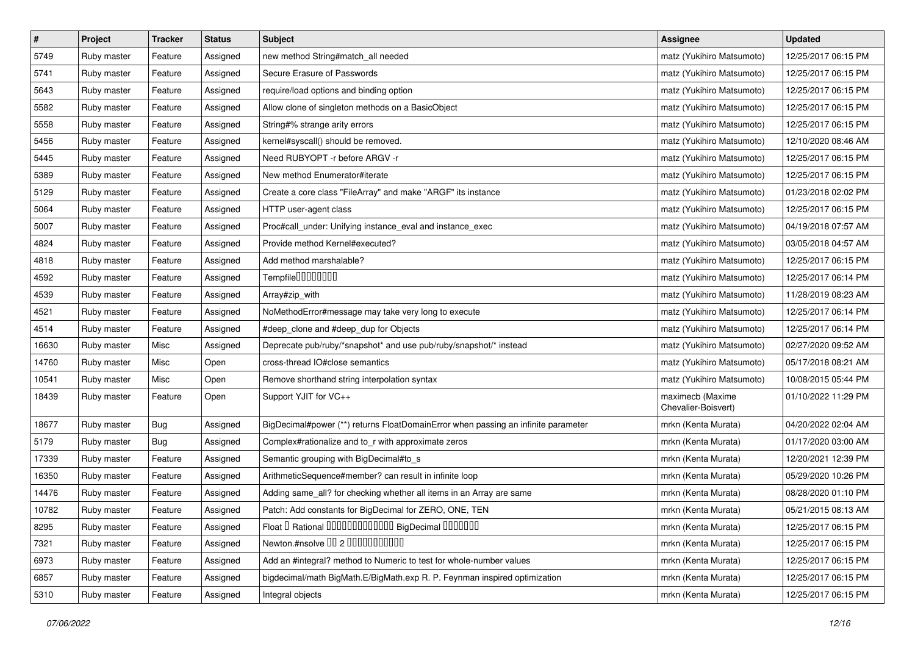| # | Project | Tracker | Status | Subject | Assignee | Updated |
|---|---|---|---|---|---|---|
| 5749 | Ruby master | Feature | Assigned | new method String#match_all needed | matz (Yukihiro Matsumoto) | 12/25/2017 06:15 PM |
| 5741 | Ruby master | Feature | Assigned | Secure Erasure of Passwords | matz (Yukihiro Matsumoto) | 12/25/2017 06:15 PM |
| 5643 | Ruby master | Feature | Assigned | require/load options and binding option | matz (Yukihiro Matsumoto) | 12/25/2017 06:15 PM |
| 5582 | Ruby master | Feature | Assigned | Allow clone of singleton methods on a BasicObject | matz (Yukihiro Matsumoto) | 12/25/2017 06:15 PM |
| 5558 | Ruby master | Feature | Assigned | String#% strange arity errors | matz (Yukihiro Matsumoto) | 12/25/2017 06:15 PM |
| 5456 | Ruby master | Feature | Assigned | kernel#syscall() should be removed. | matz (Yukihiro Matsumoto) | 12/10/2020 08:46 AM |
| 5445 | Ruby master | Feature | Assigned | Need RUBYOPT -r before ARGV -r | matz (Yukihiro Matsumoto) | 12/25/2017 06:15 PM |
| 5389 | Ruby master | Feature | Assigned | New method Enumerator#iterate | matz (Yukihiro Matsumoto) | 12/25/2017 06:15 PM |
| 5129 | Ruby master | Feature | Assigned | Create a core class "FileArray" and make "ARGF" its instance | matz (Yukihiro Matsumoto) | 01/23/2018 02:02 PM |
| 5064 | Ruby master | Feature | Assigned | HTTP user-agent class | matz (Yukihiro Matsumoto) | 12/25/2017 06:15 PM |
| 5007 | Ruby master | Feature | Assigned | Proc#call_under: Unifying instance_eval and instance_exec | matz (Yukihiro Matsumoto) | 04/19/2018 07:57 AM |
| 4824 | Ruby master | Feature | Assigned | Provide method Kernel#executed? | matz (Yukihiro Matsumoto) | 03/05/2018 04:57 AM |
| 4818 | Ruby master | Feature | Assigned | Add method marshalable? | matz (Yukihiro Matsumoto) | 12/25/2017 06:15 PM |
| 4592 | Ruby master | Feature | Assigned | Tempfile□□□□□□□□ | matz (Yukihiro Matsumoto) | 12/25/2017 06:14 PM |
| 4539 | Ruby master | Feature | Assigned | Array#zip_with | matz (Yukihiro Matsumoto) | 11/28/2019 08:23 AM |
| 4521 | Ruby master | Feature | Assigned | NoMethodError#message may take very long to execute | matz (Yukihiro Matsumoto) | 12/25/2017 06:14 PM |
| 4514 | Ruby master | Feature | Assigned | #deep_clone and #deep_dup for Objects | matz (Yukihiro Matsumoto) | 12/25/2017 06:14 PM |
| 16630 | Ruby master | Misc | Assigned | Deprecate pub/ruby/*snapshot* and use pub/ruby/snapshot/* instead | matz (Yukihiro Matsumoto) | 02/27/2020 09:52 AM |
| 14760 | Ruby master | Misc | Open | cross-thread IO#close semantics | matz (Yukihiro Matsumoto) | 05/17/2018 08:21 AM |
| 10541 | Ruby master | Misc | Open | Remove shorthand string interpolation syntax | matz (Yukihiro Matsumoto) | 10/08/2015 05:44 PM |
| 18439 | Ruby master | Feature | Open | Support YJIT for VC++ | maximecb (Maxime Chevalier-Boisvert) | 01/10/2022 11:29 PM |
| 18677 | Ruby master | Bug | Assigned | BigDecimal#power (**) returns FloatDomainError when passing an infinite parameter | mrkn (Kenta Murata) | 04/20/2022 02:04 AM |
| 5179 | Ruby master | Bug | Assigned | Complex#rationalize and to_r with approximate zeros | mrkn (Kenta Murata) | 01/17/2020 03:00 AM |
| 17339 | Ruby master | Feature | Assigned | Semantic grouping with BigDecimal#to_s | mrkn (Kenta Murata) | 12/20/2021 12:39 PM |
| 16350 | Ruby master | Feature | Assigned | ArithmeticSequence#member? can result in infinite loop | mrkn (Kenta Murata) | 05/29/2020 10:26 PM |
| 14476 | Ruby master | Feature | Assigned | Adding same_all? for checking whether all items in an Array are same | mrkn (Kenta Murata) | 08/28/2020 01:10 PM |
| 10782 | Ruby master | Feature | Assigned | Patch: Add constants for BigDecimal for ZERO, ONE, TEN | mrkn (Kenta Murata) | 05/21/2015 08:13 AM |
| 8295 | Ruby master | Feature | Assigned | Float □ Rational □□□□□□□□□□□□□ BigDecimal □□□□□□□ | mrkn (Kenta Murata) | 12/25/2017 06:15 PM |
| 7321 | Ruby master | Feature | Assigned | Newton.#nsolve □□ 2 □□□□□□□□□□□ | mrkn (Kenta Murata) | 12/25/2017 06:15 PM |
| 6973 | Ruby master | Feature | Assigned | Add an #integral? method to Numeric to test for whole-number values | mrkn (Kenta Murata) | 12/25/2017 06:15 PM |
| 6857 | Ruby master | Feature | Assigned | bigdecimal/math BigMath.E/BigMath.exp R. P. Feynman inspired optimization | mrkn (Kenta Murata) | 12/25/2017 06:15 PM |
| 5310 | Ruby master | Feature | Assigned | Integral objects | mrkn (Kenta Murata) | 12/25/2017 06:15 PM |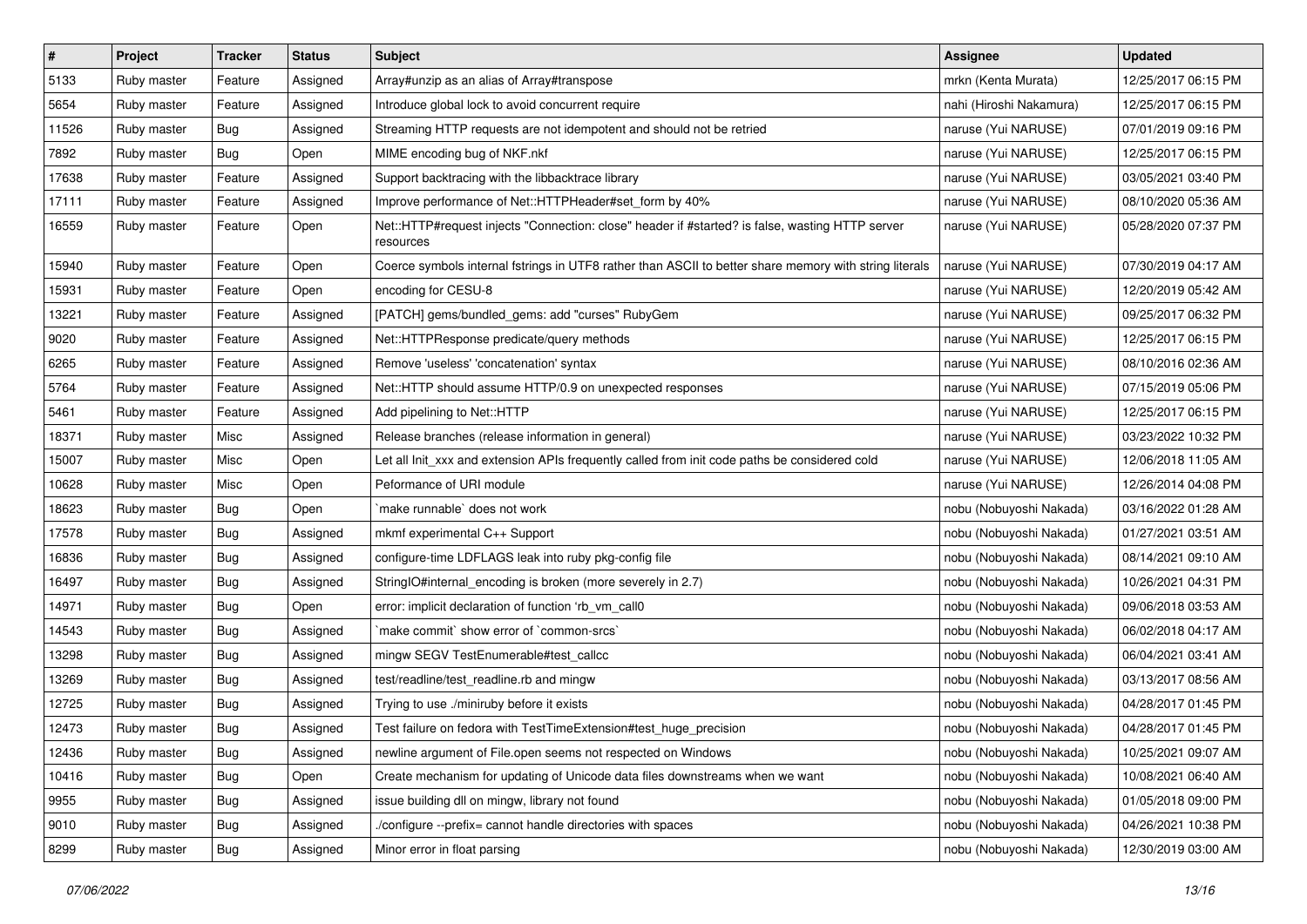| # | Project | Tracker | Status | Subject | Assignee | Updated |
| --- | --- | --- | --- | --- | --- | --- |
| 5133 | Ruby master | Feature | Assigned | Array#unzip as an alias of Array#transpose | mrkn (Kenta Murata) | 12/25/2017 06:15 PM |
| 5654 | Ruby master | Feature | Assigned | Introduce global lock to avoid concurrent require | nahi (Hiroshi Nakamura) | 12/25/2017 06:15 PM |
| 11526 | Ruby master | Bug | Assigned | Streaming HTTP requests are not idempotent and should not be retried | naruse (Yui NARUSE) | 07/01/2019 09:16 PM |
| 7892 | Ruby master | Bug | Open | MIME encoding bug of NKF.nkf | naruse (Yui NARUSE) | 12/25/2017 06:15 PM |
| 17638 | Ruby master | Feature | Assigned | Support backtracing with the libbacktrace library | naruse (Yui NARUSE) | 03/05/2021 03:40 PM |
| 17111 | Ruby master | Feature | Assigned | Improve performance of Net::HTTPHeader#set_form by 40% | naruse (Yui NARUSE) | 08/10/2020 05:36 AM |
| 16559 | Ruby master | Feature | Open | Net::HTTP#request injects "Connection: close" header if #started? is false, wasting HTTP server resources | naruse (Yui NARUSE) | 05/28/2020 07:37 PM |
| 15940 | Ruby master | Feature | Open | Coerce symbols internal fstrings in UTF8 rather than ASCII to better share memory with string literals | naruse (Yui NARUSE) | 07/30/2019 04:17 AM |
| 15931 | Ruby master | Feature | Open | encoding for CESU-8 | naruse (Yui NARUSE) | 12/20/2019 05:42 AM |
| 13221 | Ruby master | Feature | Assigned | [PATCH] gems/bundled_gems: add "curses" RubyGem | naruse (Yui NARUSE) | 09/25/2017 06:32 PM |
| 9020 | Ruby master | Feature | Assigned | Net::HTTPResponse predicate/query methods | naruse (Yui NARUSE) | 12/25/2017 06:15 PM |
| 6265 | Ruby master | Feature | Assigned | Remove 'useless' 'concatenation' syntax | naruse (Yui NARUSE) | 08/10/2016 02:36 AM |
| 5764 | Ruby master | Feature | Assigned | Net::HTTP should assume HTTP/0.9 on unexpected responses | naruse (Yui NARUSE) | 07/15/2019 05:06 PM |
| 5461 | Ruby master | Feature | Assigned | Add pipelining to Net::HTTP | naruse (Yui NARUSE) | 12/25/2017 06:15 PM |
| 18371 | Ruby master | Misc | Assigned | Release branches (release information in general) | naruse (Yui NARUSE) | 03/23/2022 10:32 PM |
| 15007 | Ruby master | Misc | Open | Let all Init_xxx and extension APIs frequently called from init code paths be considered cold | naruse (Yui NARUSE) | 12/06/2018 11:05 AM |
| 10628 | Ruby master | Misc | Open | Peformance of URI module | naruse (Yui NARUSE) | 12/26/2014 04:08 PM |
| 18623 | Ruby master | Bug | Open | `make runnable` does not work | nobu (Nobuyoshi Nakada) | 03/16/2022 01:28 AM |
| 17578 | Ruby master | Bug | Assigned | mkmf experimental C++ Support | nobu (Nobuyoshi Nakada) | 01/27/2021 03:51 AM |
| 16836 | Ruby master | Bug | Assigned | configure-time LDFLAGS leak into ruby pkg-config file | nobu (Nobuyoshi Nakada) | 08/14/2021 09:10 AM |
| 16497 | Ruby master | Bug | Assigned | StringIO#internal_encoding is broken (more severely in 2.7) | nobu (Nobuyoshi Nakada) | 10/26/2021 04:31 PM |
| 14971 | Ruby master | Bug | Open | error: implicit declaration of function 'rb_vm_call0 | nobu (Nobuyoshi Nakada) | 09/06/2018 03:53 AM |
| 14543 | Ruby master | Bug | Assigned | `make commit` show error of `common-srcs` | nobu (Nobuyoshi Nakada) | 06/02/2018 04:17 AM |
| 13298 | Ruby master | Bug | Assigned | mingw SEGV TestEnumerable#test_callcc | nobu (Nobuyoshi Nakada) | 06/04/2021 03:41 AM |
| 13269 | Ruby master | Bug | Assigned | test/readline/test_readline.rb and mingw | nobu (Nobuyoshi Nakada) | 03/13/2017 08:56 AM |
| 12725 | Ruby master | Bug | Assigned | Trying to use ./miniruby before it exists | nobu (Nobuyoshi Nakada) | 04/28/2017 01:45 PM |
| 12473 | Ruby master | Bug | Assigned | Test failure on fedora with TestTimeExtension#test_huge_precision | nobu (Nobuyoshi Nakada) | 04/28/2017 01:45 PM |
| 12436 | Ruby master | Bug | Assigned | newline argument of File.open seems not respected on Windows | nobu (Nobuyoshi Nakada) | 10/25/2021 09:07 AM |
| 10416 | Ruby master | Bug | Open | Create mechanism for updating of Unicode data files downstreams when we want | nobu (Nobuyoshi Nakada) | 10/08/2021 06:40 AM |
| 9955 | Ruby master | Bug | Assigned | issue building dll on mingw, library not found | nobu (Nobuyoshi Nakada) | 01/05/2018 09:00 PM |
| 9010 | Ruby master | Bug | Assigned | ./configure --prefix= cannot handle directories with spaces | nobu (Nobuyoshi Nakada) | 04/26/2021 10:38 PM |
| 8299 | Ruby master | Bug | Assigned | Minor error in float parsing | nobu (Nobuyoshi Nakada) | 12/30/2019 03:00 AM |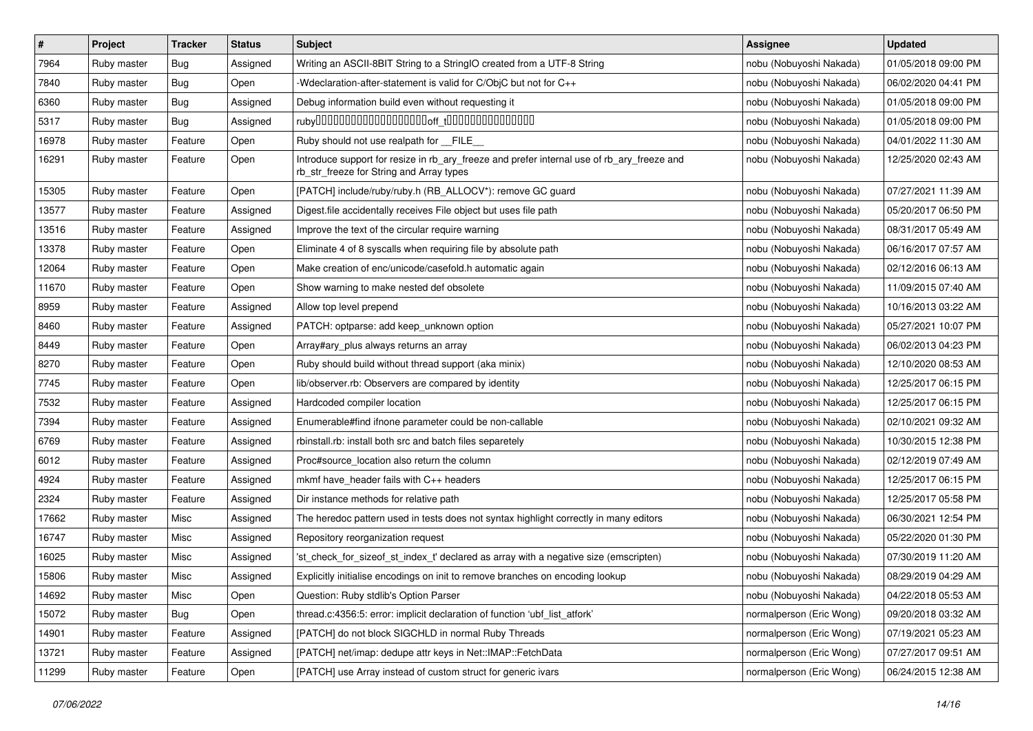| # | Project | Tracker | Status | Subject | Assignee | Updated |
|---|---|---|---|---|---|---|
| 7964 | Ruby master | Bug | Assigned | Writing an ASCII-8BIT String to a StringIO created from a UTF-8 String | nobu (Nobuyoshi Nakada) | 01/05/2018 09:00 PM |
| 7840 | Ruby master | Bug | Open | -Wdeclaration-after-statement is valid for C/ObjC but not for C++ | nobu (Nobuyoshi Nakada) | 06/02/2020 04:41 PM |
| 6360 | Ruby master | Bug | Assigned | Debug information build even without requesting it | nobu (Nobuyoshi Nakada) | 01/05/2018 09:00 PM |
| 5317 | Ruby master | Bug | Assigned | ruby����������������������off_t������������������ | nobu (Nobuyoshi Nakada) | 01/05/2018 09:00 PM |
| 16978 | Ruby master | Feature | Open | Ruby should not use realpath for __FILE__ | nobu (Nobuyoshi Nakada) | 04/01/2022 11:30 AM |
| 16291 | Ruby master | Feature | Open | Introduce support for resize in rb_ary_freeze and prefer internal use of rb_ary_freeze and rb_str_freeze for String and Array types | nobu (Nobuyoshi Nakada) | 12/25/2020 02:43 AM |
| 15305 | Ruby master | Feature | Open | [PATCH] include/ruby/ruby.h (RB_ALLOCV*): remove GC guard | nobu (Nobuyoshi Nakada) | 07/27/2021 11:39 AM |
| 13577 | Ruby master | Feature | Assigned | Digest.file accidentally receives File object but uses file path | nobu (Nobuyoshi Nakada) | 05/20/2017 06:50 PM |
| 13516 | Ruby master | Feature | Assigned | Improve the text of the circular require warning | nobu (Nobuyoshi Nakada) | 08/31/2017 05:49 AM |
| 13378 | Ruby master | Feature | Open | Eliminate 4 of 8 syscalls when requiring file by absolute path | nobu (Nobuyoshi Nakada) | 06/16/2017 07:57 AM |
| 12064 | Ruby master | Feature | Open | Make creation of enc/unicode/casefold.h automatic again | nobu (Nobuyoshi Nakada) | 02/12/2016 06:13 AM |
| 11670 | Ruby master | Feature | Open | Show warning to make nested def obsolete | nobu (Nobuyoshi Nakada) | 11/09/2015 07:40 AM |
| 8959 | Ruby master | Feature | Assigned | Allow top level prepend | nobu (Nobuyoshi Nakada) | 10/16/2013 03:22 AM |
| 8460 | Ruby master | Feature | Assigned | PATCH: optparse: add keep_unknown option | nobu (Nobuyoshi Nakada) | 05/27/2021 10:07 PM |
| 8449 | Ruby master | Feature | Open | Array#ary_plus always returns an array | nobu (Nobuyoshi Nakada) | 06/02/2013 04:23 PM |
| 8270 | Ruby master | Feature | Open | Ruby should build without thread support (aka minix) | nobu (Nobuyoshi Nakada) | 12/10/2020 08:53 AM |
| 7745 | Ruby master | Feature | Open | lib/observer.rb: Observers are compared by identity | nobu (Nobuyoshi Nakada) | 12/25/2017 06:15 PM |
| 7532 | Ruby master | Feature | Assigned | Hardcoded compiler location | nobu (Nobuyoshi Nakada) | 12/25/2017 06:15 PM |
| 7394 | Ruby master | Feature | Assigned | Enumerable#find ifnone parameter could be non-callable | nobu (Nobuyoshi Nakada) | 02/10/2021 09:32 AM |
| 6769 | Ruby master | Feature | Assigned | rbinstall.rb: install both src and batch files separetely | nobu (Nobuyoshi Nakada) | 10/30/2015 12:38 PM |
| 6012 | Ruby master | Feature | Assigned | Proc#source_location also return the column | nobu (Nobuyoshi Nakada) | 02/12/2019 07:49 AM |
| 4924 | Ruby master | Feature | Assigned | mkmf have_header fails with C++ headers | nobu (Nobuyoshi Nakada) | 12/25/2017 06:15 PM |
| 2324 | Ruby master | Feature | Assigned | Dir instance methods for relative path | nobu (Nobuyoshi Nakada) | 12/25/2017 05:58 PM |
| 17662 | Ruby master | Misc | Assigned | The heredoc pattern used in tests does not syntax highlight correctly in many editors | nobu (Nobuyoshi Nakada) | 06/30/2021 12:54 PM |
| 16747 | Ruby master | Misc | Assigned | Repository reorganization request | nobu (Nobuyoshi Nakada) | 05/22/2020 01:30 PM |
| 16025 | Ruby master | Misc | Assigned | 'st_check_for_sizeof_st_index_t' declared as array with a negative size (emscripten) | nobu (Nobuyoshi Nakada) | 07/30/2019 11:20 AM |
| 15806 | Ruby master | Misc | Assigned | Explicitly initialise encodings on init to remove branches on encoding lookup | nobu (Nobuyoshi Nakada) | 08/29/2019 04:29 AM |
| 14692 | Ruby master | Misc | Open | Question: Ruby stdlib's Option Parser | nobu (Nobuyoshi Nakada) | 04/22/2018 05:53 AM |
| 15072 | Ruby master | Bug | Open | thread.c:4356:5: error: implicit declaration of function 'ubf_list_atfork' | normalperson (Eric Wong) | 09/20/2018 03:32 AM |
| 14901 | Ruby master | Feature | Assigned | [PATCH] do not block SIGCHLD in normal Ruby Threads | normalperson (Eric Wong) | 07/19/2021 05:23 AM |
| 13721 | Ruby master | Feature | Assigned | [PATCH] net/imap: dedupe attr keys in Net::IMAP::FetchData | normalperson (Eric Wong) | 07/27/2017 09:51 AM |
| 11299 | Ruby master | Feature | Open | [PATCH] use Array instead of custom struct for generic ivars | normalperson (Eric Wong) | 06/24/2015 12:38 AM |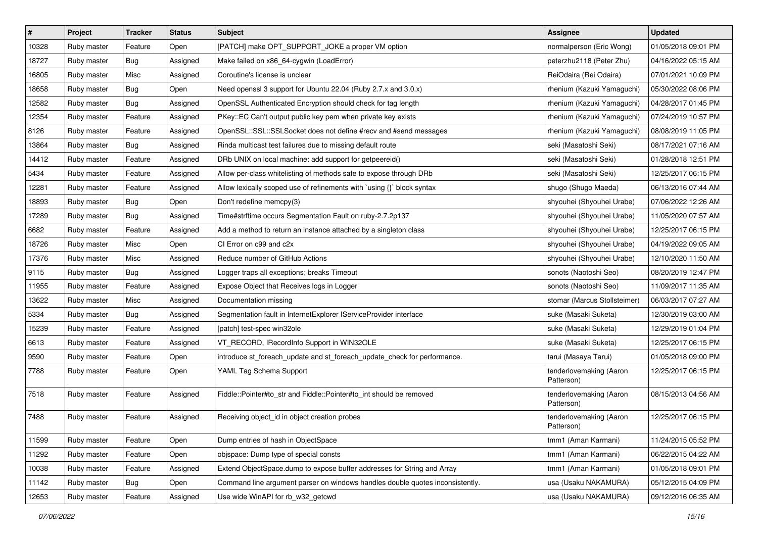| # | Project | Tracker | Status | Subject | Assignee | Updated |
|---|---|---|---|---|---|---|
| 10328 | Ruby master | Feature | Open | [PATCH] make OPT_SUPPORT_JOKE a proper VM option | normalperson (Eric Wong) | 01/05/2018 09:01 PM |
| 18727 | Ruby master | Bug | Assigned | Make failed on x86_64-cygwin (LoadError) | peterzhu2118 (Peter Zhu) | 04/16/2022 05:15 AM |
| 16805 | Ruby master | Misc | Assigned | Coroutine's license is unclear | ReiOdaira (Rei Odaira) | 07/01/2021 10:09 PM |
| 18658 | Ruby master | Bug | Open | Need openssl 3 support for Ubuntu 22.04 (Ruby 2.7.x and 3.0.x) | rhenium (Kazuki Yamaguchi) | 05/30/2022 08:06 PM |
| 12582 | Ruby master | Bug | Assigned | OpenSSL Authenticated Encryption should check for tag length | rhenium (Kazuki Yamaguchi) | 04/28/2017 01:45 PM |
| 12354 | Ruby master | Feature | Assigned | PKey::EC Can't output public key pem when private key exists | rhenium (Kazuki Yamaguchi) | 07/24/2019 10:57 PM |
| 8126 | Ruby master | Feature | Assigned | OpenSSL::SSL::SSLSocket does not define #recv and #send messages | rhenium (Kazuki Yamaguchi) | 08/08/2019 11:05 PM |
| 13864 | Ruby master | Bug | Assigned | Rinda multicast test failures due to missing default route | seki (Masatoshi Seki) | 08/17/2021 07:16 AM |
| 14412 | Ruby master | Feature | Assigned | DRb UNIX on local machine: add support for getpeereid() | seki (Masatoshi Seki) | 01/28/2018 12:51 PM |
| 5434 | Ruby master | Feature | Assigned | Allow per-class whitelisting of methods safe to expose through DRb | seki (Masatoshi Seki) | 12/25/2017 06:15 PM |
| 12281 | Ruby master | Feature | Assigned | Allow lexically scoped use of refinements with `using {}` block syntax | shugo (Shugo Maeda) | 06/13/2016 07:44 AM |
| 18893 | Ruby master | Bug | Open | Don't redefine memcpy(3) | shyouhei (Shyouhei Urabe) | 07/06/2022 12:26 AM |
| 17289 | Ruby master | Bug | Assigned | Time#strftime occurs Segmentation Fault on ruby-2.7.2p137 | shyouhei (Shyouhei Urabe) | 11/05/2020 07:57 AM |
| 6682 | Ruby master | Feature | Assigned | Add a method to return an instance attached by a singleton class | shyouhei (Shyouhei Urabe) | 12/25/2017 06:15 PM |
| 18726 | Ruby master | Misc | Open | CI Error on c99 and c2x | shyouhei (Shyouhei Urabe) | 04/19/2022 09:05 AM |
| 17376 | Ruby master | Misc | Assigned | Reduce number of GitHub Actions | shyouhei (Shyouhei Urabe) | 12/10/2020 11:50 AM |
| 9115 | Ruby master | Bug | Assigned | Logger traps all exceptions; breaks Timeout | sonots (Naotoshi Seo) | 08/20/2019 12:47 PM |
| 11955 | Ruby master | Feature | Assigned | Expose Object that Receives logs in Logger | sonots (Naotoshi Seo) | 11/09/2017 11:35 AM |
| 13622 | Ruby master | Misc | Assigned | Documentation missing | stomar (Marcus Stollsteimer) | 06/03/2017 07:27 AM |
| 5334 | Ruby master | Bug | Assigned | Segmentation fault in InternetExplorer IServiceProvider interface | suke (Masaki Suketa) | 12/30/2019 03:00 AM |
| 15239 | Ruby master | Feature | Assigned | [patch] test-spec win32ole | suke (Masaki Suketa) | 12/29/2019 01:04 PM |
| 6613 | Ruby master | Feature | Assigned | VT_RECORD, IRecordInfo Support in WIN32OLE | suke (Masaki Suketa) | 12/25/2017 06:15 PM |
| 9590 | Ruby master | Feature | Open | introduce st_foreach_update and st_foreach_update_check for performance. | tarui (Masaya Tarui) | 01/05/2018 09:00 PM |
| 7788 | Ruby master | Feature | Open | YAML Tag Schema Support | tenderlovemaking (Aaron Patterson) | 12/25/2017 06:15 PM |
| 7518 | Ruby master | Feature | Assigned | Fiddle::Pointer#to_str and Fiddle::Pointer#to_int should be removed | tenderlovemaking (Aaron Patterson) | 08/15/2013 04:56 AM |
| 7488 | Ruby master | Feature | Assigned | Receiving object_id in object creation probes | tenderlovemaking (Aaron Patterson) | 12/25/2017 06:15 PM |
| 11599 | Ruby master | Feature | Open | Dump entries of hash in ObjectSpace | tmm1 (Aman Karmani) | 11/24/2015 05:52 PM |
| 11292 | Ruby master | Feature | Open | objspace: Dump type of special consts | tmm1 (Aman Karmani) | 06/22/2015 04:22 AM |
| 10038 | Ruby master | Feature | Assigned | Extend ObjectSpace.dump to expose buffer addresses for String and Array | tmm1 (Aman Karmani) | 01/05/2018 09:01 PM |
| 11142 | Ruby master | Bug | Open | Command line argument parser on windows handles double quotes inconsistently. | usa (Usaku NAKAMURA) | 05/12/2015 04:09 PM |
| 12653 | Ruby master | Feature | Assigned | Use wide WinAPI for rb_w32_getcwd | usa (Usaku NAKAMURA) | 09/12/2016 06:35 AM |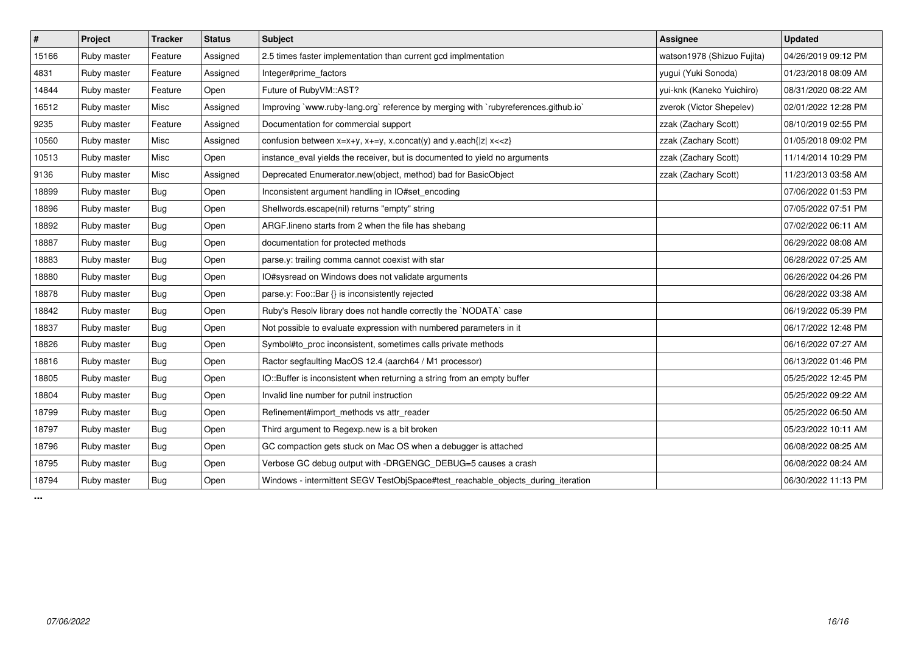| # | Project | Tracker | Status | Subject | Assignee | Updated |
| --- | --- | --- | --- | --- | --- | --- |
| 15166 | Ruby master | Feature | Assigned | 2.5 times faster implementation than current gcd implmentation | watson1978 (Shizuo Fujita) | 04/26/2019 09:12 PM |
| 4831 | Ruby master | Feature | Assigned | Integer#prime_factors | yugui (Yuki Sonoda) | 01/23/2018 08:09 AM |
| 14844 | Ruby master | Feature | Open | Future of RubyVM::AST? | yui-knk (Kaneko Yuichiro) | 08/31/2020 08:22 AM |
| 16512 | Ruby master | Misc | Assigned | Improving `www.ruby-lang.org` reference by merging with `rubyreferences.github.io` | zverok (Victor Shepelev) | 02/01/2022 12:28 PM |
| 9235 | Ruby master | Feature | Assigned | Documentation for commercial support | zzak (Zachary Scott) | 08/10/2019 02:55 PM |
| 10560 | Ruby master | Misc | Assigned | confusion between x=x+y, x+=y, x.concat(y) and y.each{\|z\| x<<z} | zzak (Zachary Scott) | 01/05/2018 09:02 PM |
| 10513 | Ruby master | Misc | Open | instance_eval yields the receiver, but is documented to yield no arguments | zzak (Zachary Scott) | 11/14/2014 10:29 PM |
| 9136 | Ruby master | Misc | Assigned | Deprecated Enumerator.new(object, method) bad for BasicObject | zzak (Zachary Scott) | 11/23/2013 03:58 AM |
| 18899 | Ruby master | Bug | Open | Inconsistent argument handling in IO#set_encoding | | 07/06/2022 01:53 PM |
| 18896 | Ruby master | Bug | Open | Shellwords.escape(nil) returns "empty" string | | 07/05/2022 07:51 PM |
| 18892 | Ruby master | Bug | Open | ARGF.lineno starts from 2 when the file has shebang | | 07/02/2022 06:11 AM |
| 18887 | Ruby master | Bug | Open | documentation for protected methods | | 06/29/2022 08:08 AM |
| 18883 | Ruby master | Bug | Open | parse.y: trailing comma cannot coexist with star | | 06/28/2022 07:25 AM |
| 18880 | Ruby master | Bug | Open | IO#sysread on Windows does not validate arguments | | 06/26/2022 04:26 PM |
| 18878 | Ruby master | Bug | Open | parse.y: Foo::Bar {} is inconsistently rejected | | 06/28/2022 03:38 AM |
| 18842 | Ruby master | Bug | Open | Ruby's Resolv library does not handle correctly the `NODATA` case | | 06/19/2022 05:39 PM |
| 18837 | Ruby master | Bug | Open | Not possible to evaluate expression with numbered parameters in it | | 06/17/2022 12:48 PM |
| 18826 | Ruby master | Bug | Open | Symbol#to_proc inconsistent, sometimes calls private methods | | 06/16/2022 07:27 AM |
| 18816 | Ruby master | Bug | Open | Ractor segfaulting MacOS 12.4 (aarch64 / M1 processor) | | 06/13/2022 01:46 PM |
| 18805 | Ruby master | Bug | Open | IO::Buffer is inconsistent when returning a string from an empty buffer | | 05/25/2022 12:45 PM |
| 18804 | Ruby master | Bug | Open | Invalid line number for putnil instruction | | 05/25/2022 09:22 AM |
| 18799 | Ruby master | Bug | Open | Refinement#import_methods vs attr_reader | | 05/25/2022 06:50 AM |
| 18797 | Ruby master | Bug | Open | Third argument to Regexp.new is a bit broken | | 05/23/2022 10:11 AM |
| 18796 | Ruby master | Bug | Open | GC compaction gets stuck on Mac OS when a debugger is attached | | 06/08/2022 08:25 AM |
| 18795 | Ruby master | Bug | Open | Verbose GC debug output with -DRGENGC_DEBUG=5 causes a crash | | 06/08/2022 08:24 AM |
| 18794 | Ruby master | Bug | Open | Windows - intermittent SEGV TestObjSpace#test_reachable_objects_during_iteration | | 06/30/2022 11:13 PM |

...